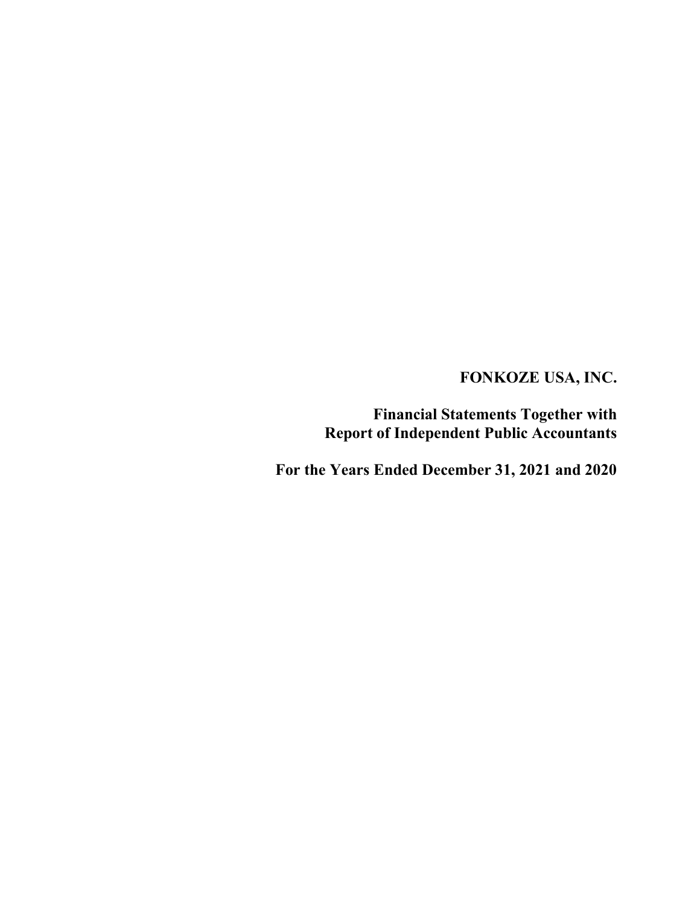# FONKOZE USA, INC.

## Financial Statements Together with Report of Independent Public Accountants

## For the Years Ended December 31, 2021 and 2020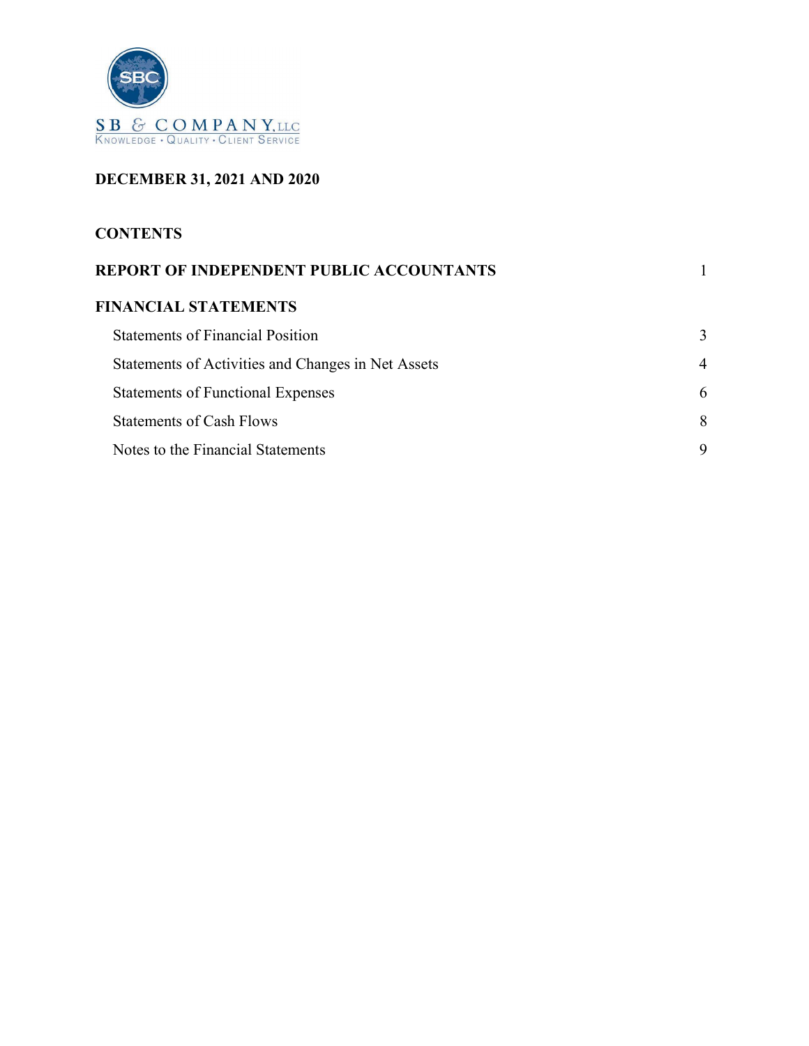SB & COMPANY, LLC

KNOWLEDGE • QUALITY • CLIENT SERVICE

**DECEMBER 31, 2021 AND 2020**

**CONTENTS**

| | |
|---|---|
| **REPORT OF INDEPENDENT PUBLIC ACCOUNTANTS** | 1 |
| **FINANCIAL STATEMENTS** | |
| Statements of Financial Position | 3 |
| Statements of Activities and Changes in Net Assets | 4 |
| Statements of Functional Expenses | 6 |
| Statements of Cash Flows | 8 |
| Notes to the Financial Statements | 9 |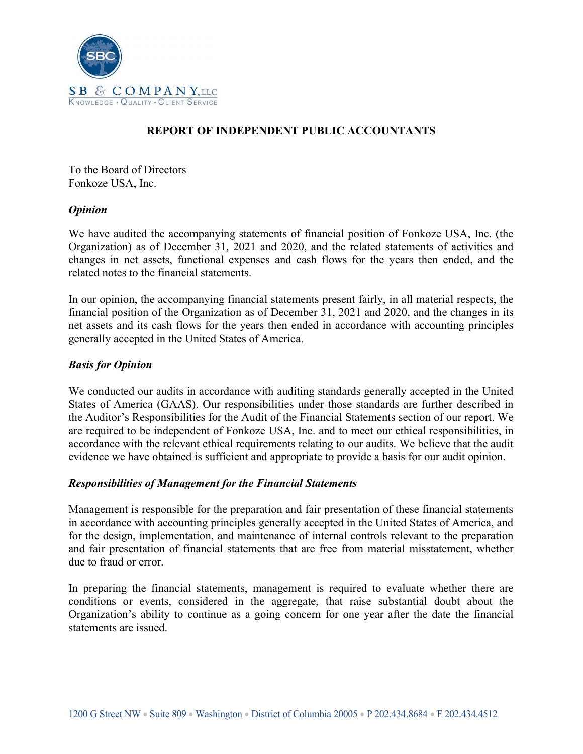## REPORT OF INDEPENDENT PUBLIC ACCOUNTANTS

To the Board of Directors
Fonkoze USA, Inc.

### *Opinion*

We have audited the accompanying statements of financial position of Fonkoze USA, Inc. (the Organization) as of December 31, 2021 and 2020, and the related statements of activities and changes in net assets, functional expenses and cash flows for the years then ended, and the related notes to the financial statements.

In our opinion, the accompanying financial statements present fairly, in all material respects, the financial position of the Organization as of December 31, 2021 and 2020, and the changes in its net assets and its cash flows for the years then ended in accordance with accounting principles generally accepted in the United States of America.

### *Basis for Opinion*

We conducted our audits in accordance with auditing standards generally accepted in the United States of America (GAAS). Our responsibilities under those standards are further described in the Auditor's Responsibilities for the Audit of the Financial Statements section of our report. We are required to be independent of Fonkoze USA, Inc. and to meet our ethical responsibilities, in accordance with the relevant ethical requirements relating to our audits. We believe that the audit evidence we have obtained is sufficient and appropriate to provide a basis for our audit opinion.

### *Responsibilities of Management for the Financial Statements*

Management is responsible for the preparation and fair presentation of these financial statements in accordance with accounting principles generally accepted in the United States of America, and for the design, implementation, and maintenance of internal controls relevant to the preparation and fair presentation of financial statements that are free from material misstatement, whether due to fraud or error.

In preparing the financial statements, management is required to evaluate whether there are conditions or events, considered in the aggregate, that raise substantial doubt about the Organization's ability to continue as a going concern for one year after the date the financial statements are issued.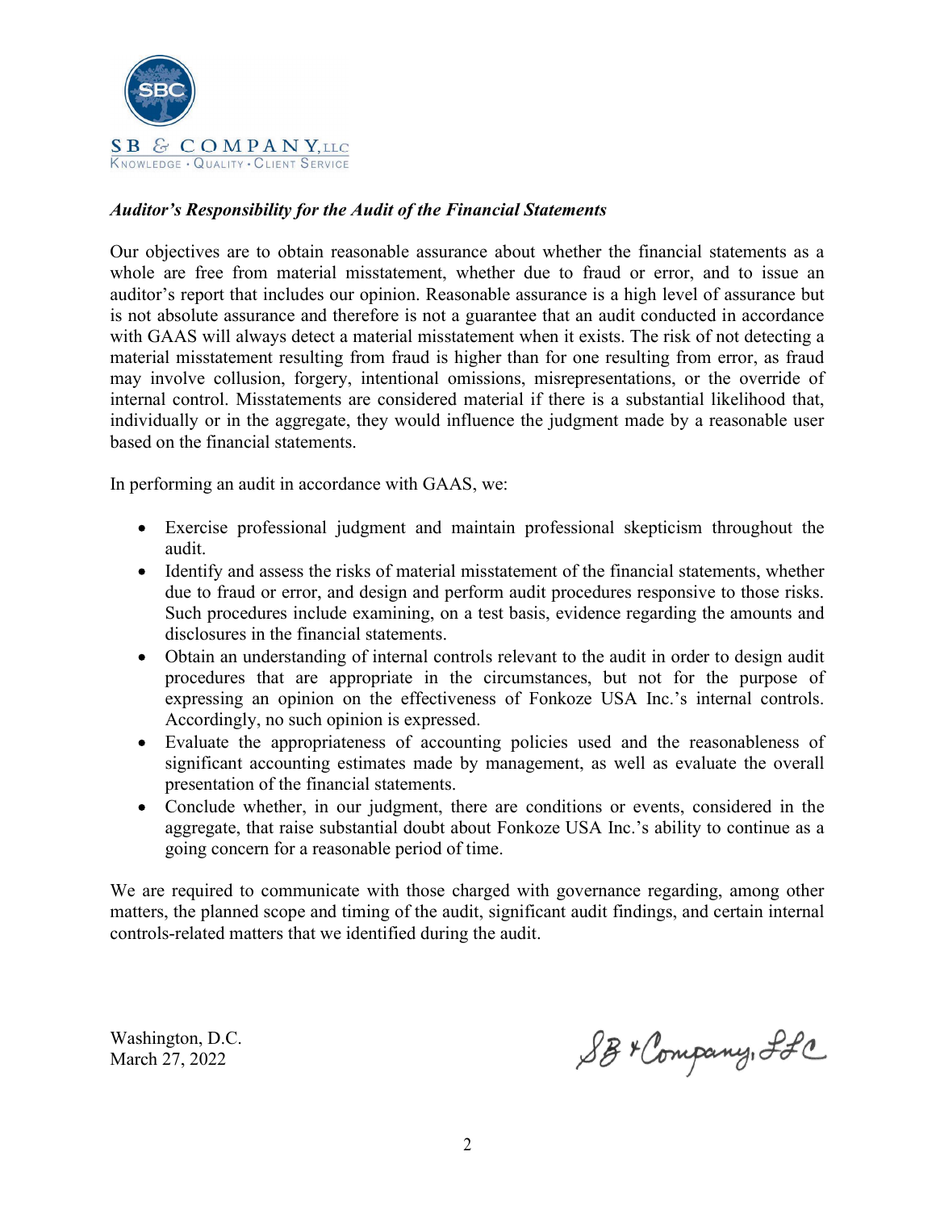SB & COMPANY, LLC
KNOWLEDGE • QUALITY • CLIENT SERVICE

***Auditor's Responsibility for the Audit of the Financial Statements***

Our objectives are to obtain reasonable assurance about whether the financial statements as a whole are free from material misstatement, whether due to fraud or error, and to issue an auditor's report that includes our opinion. Reasonable assurance is a high level of assurance but is not absolute assurance and therefore is not a guarantee that an audit conducted in accordance with GAAS will always detect a material misstatement when it exists. The risk of not detecting a material misstatement resulting from fraud is higher than for one resulting from error, as fraud may involve collusion, forgery, intentional omissions, misrepresentations, or the override of internal control. Misstatements are considered material if there is a substantial likelihood that, individually or in the aggregate, they would influence the judgment made by a reasonable user based on the financial statements.

In performing an audit in accordance with GAAS, we:

- Exercise professional judgment and maintain professional skepticism throughout the audit.
- Identify and assess the risks of material misstatement of the financial statements, whether due to fraud or error, and design and perform audit procedures responsive to those risks. Such procedures include examining, on a test basis, evidence regarding the amounts and disclosures in the financial statements.
- Obtain an understanding of internal controls relevant to the audit in order to design audit procedures that are appropriate in the circumstances, but not for the purpose of expressing an opinion on the effectiveness of Fonkoze USA Inc.'s internal controls. Accordingly, no such opinion is expressed.
- Evaluate the appropriateness of accounting policies used and the reasonableness of significant accounting estimates made by management, as well as evaluate the overall presentation of the financial statements.
- Conclude whether, in our judgment, there are conditions or events, considered in the aggregate, that raise substantial doubt about Fonkoze USA Inc.'s ability to continue as a going concern for a reasonable period of time.

We are required to communicate with those charged with governance regarding, among other matters, the planned scope and timing of the audit, significant audit findings, and certain internal controls-related matters that we identified during the audit.

Washington, D.C.
March 27, 2022

SB & Company, LLC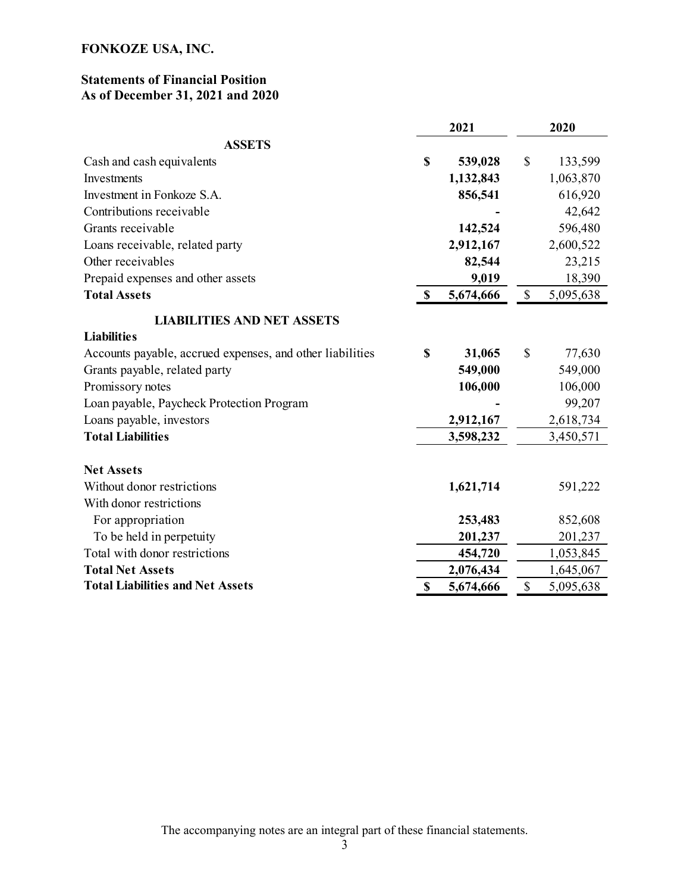**FONKOZE USA, INC.**

**Statements of Financial Position**
**As of December 31, 2021 and 2020**

| | 2021 | 2020 |
|---|---|---|
| **ASSETS** | | |
| Cash and cash equivalents | **$ 539,028** | $ 133,599 |
| Investments | **1,132,843** | 1,063,870 |
| Investment in Fonkoze S.A. | **856,541** | 616,920 |
| Contributions receivable | **-** | 42,642 |
| Grants receivable | **142,524** | 596,480 |
| Loans receivable, related party | **2,912,167** | 2,600,522 |
| Other receivables | **82,544** | 23,215 |
| Prepaid expenses and other assets | **9,019** | 18,390 |
| **Total Assets** | **$ 5,674,666** | $ 5,095,638 |
| **LIABILITIES AND NET ASSETS** | | |
| **Liabilities** | | |
| Accounts payable, accrued expenses, and other liabilities | **$ 31,065** | $ 77,630 |
| Grants payable, related party | **549,000** | 549,000 |
| Promissory notes | **106,000** | 106,000 |
| Loan payable, Paycheck Protection Program | **-** | 99,207 |
| Loans payable, investors | **2,912,167** | 2,618,734 |
| **Total Liabilities** | **3,598,232** | 3,450,571 |
| **Net Assets** | | |
| Without donor restrictions | **1,621,714** | 591,222 |
| With donor restrictions | | |
| For appropriation | **253,483** | 852,608 |
| To be held in perpetuity | **201,237** | 201,237 |
| Total with donor restrictions | **454,720** | 1,053,845 |
| **Total Net Assets** | **2,076,434** | 1,645,067 |
| **Total Liabilities and Net Assets** | **$ 5,674,666** | $ 5,095,638 |

The accompanying notes are an integral part of these financial statements.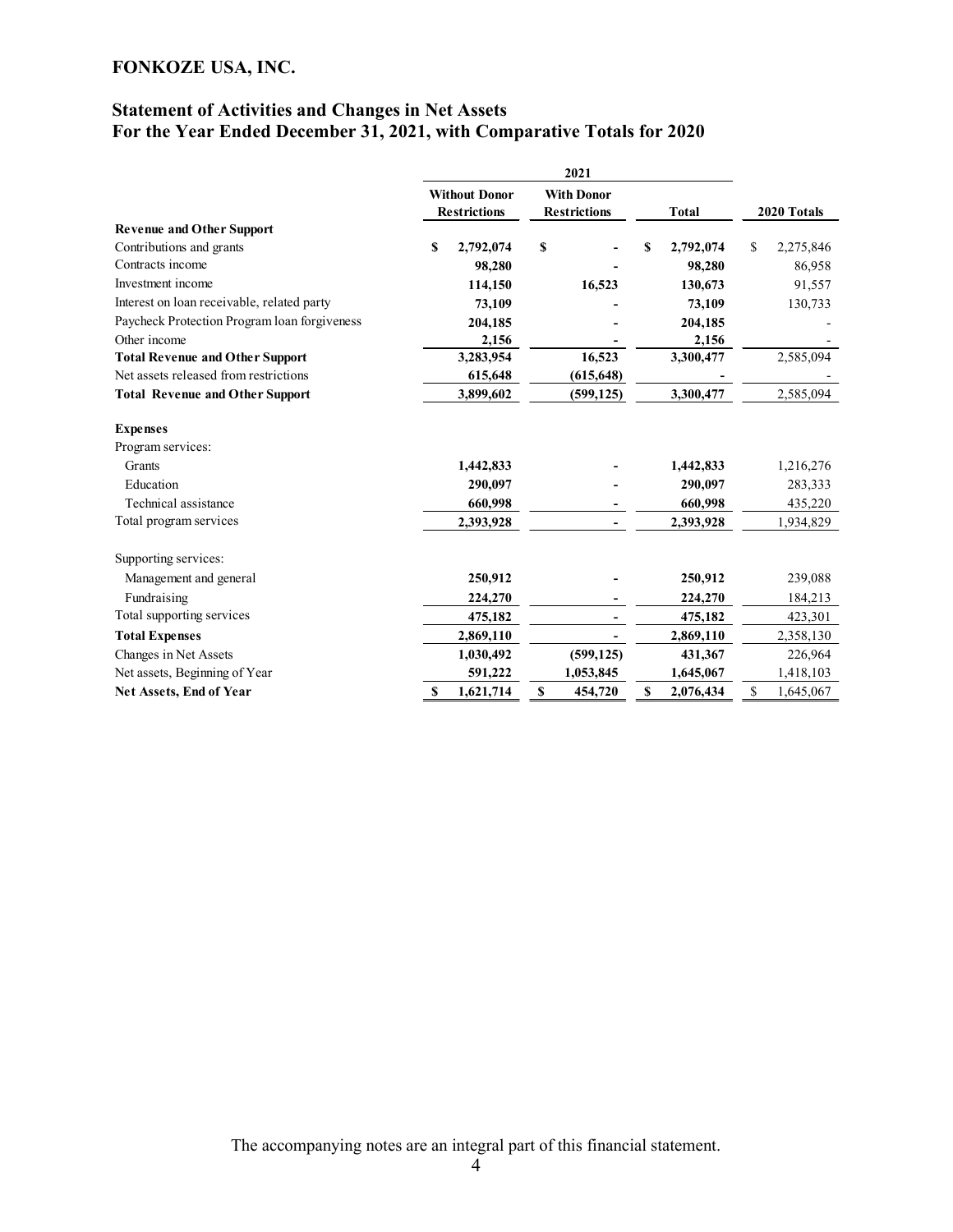# FONKOZE USA, INC.

## Statement of Activities and Changes in Net Assets
## For the Year Ended December 31, 2021, with Comparative Totals for 2020

| | 2021 | | | |
|---|---|---|---|---|
| | **Without Donor Restrictions** | **With Donor Restrictions** | **Total** | **2020 Totals** |
| **Revenue and Other Support** | | | | |
| Contributions and grants | **$ 2,792,074** | **$ -** | **$ 2,792,074** | $ 2,275,846 |
| Contracts income | **98,280** | **-** | **98,280** | 86,958 |
| Investment income | **114,150** | **16,523** | **130,673** | 91,557 |
| Interest on loan receivable, related party | **73,109** | **-** | **73,109** | 130,733 |
| Paycheck Protection Program loan forgiveness | **204,185** | **-** | **204,185** | - |
| Other income | **2,156** | **-** | **2,156** | - |
| **Total Revenue and Other Support** | **3,283,954** | **16,523** | **3,300,477** | 2,585,094 |
| Net assets released from restrictions | **615,648** | **(615,648)** | **-** | - |
| **Total Revenue and Other Support** | **3,899,602** | **(599,125)** | **3,300,477** | 2,585,094 |
| **Expenses** | | | | |
| Program services: | | | | |
| Grants | **1,442,833** | **-** | **1,442,833** | 1,216,276 |
| Education | **290,097** | **-** | **290,097** | 283,333 |
| Technical assistance | **660,998** | **-** | **660,998** | 435,220 |
| Total program services | **2,393,928** | **-** | **2,393,928** | 1,934,829 |
| Supporting services: | | | | |
| Management and general | **250,912** | **-** | **250,912** | 239,088 |
| Fundraising | **224,270** | **-** | **224,270** | 184,213 |
| Total supporting services | **475,182** | **-** | **475,182** | 423,301 |
| **Total Expenses** | **2,869,110** | **-** | **2,869,110** | 2,358,130 |
| Changes in Net Assets | **1,030,492** | **(599,125)** | **431,367** | 226,964 |
| Net assets, Beginning of Year | **591,222** | **1,053,845** | **1,645,067** | 1,418,103 |
| **Net Assets, End of Year** | **$ 1,621,714** | **$ 454,720** | **$ 2,076,434** | $ 1,645,067 |

The accompanying notes are an integral part of this financial statement.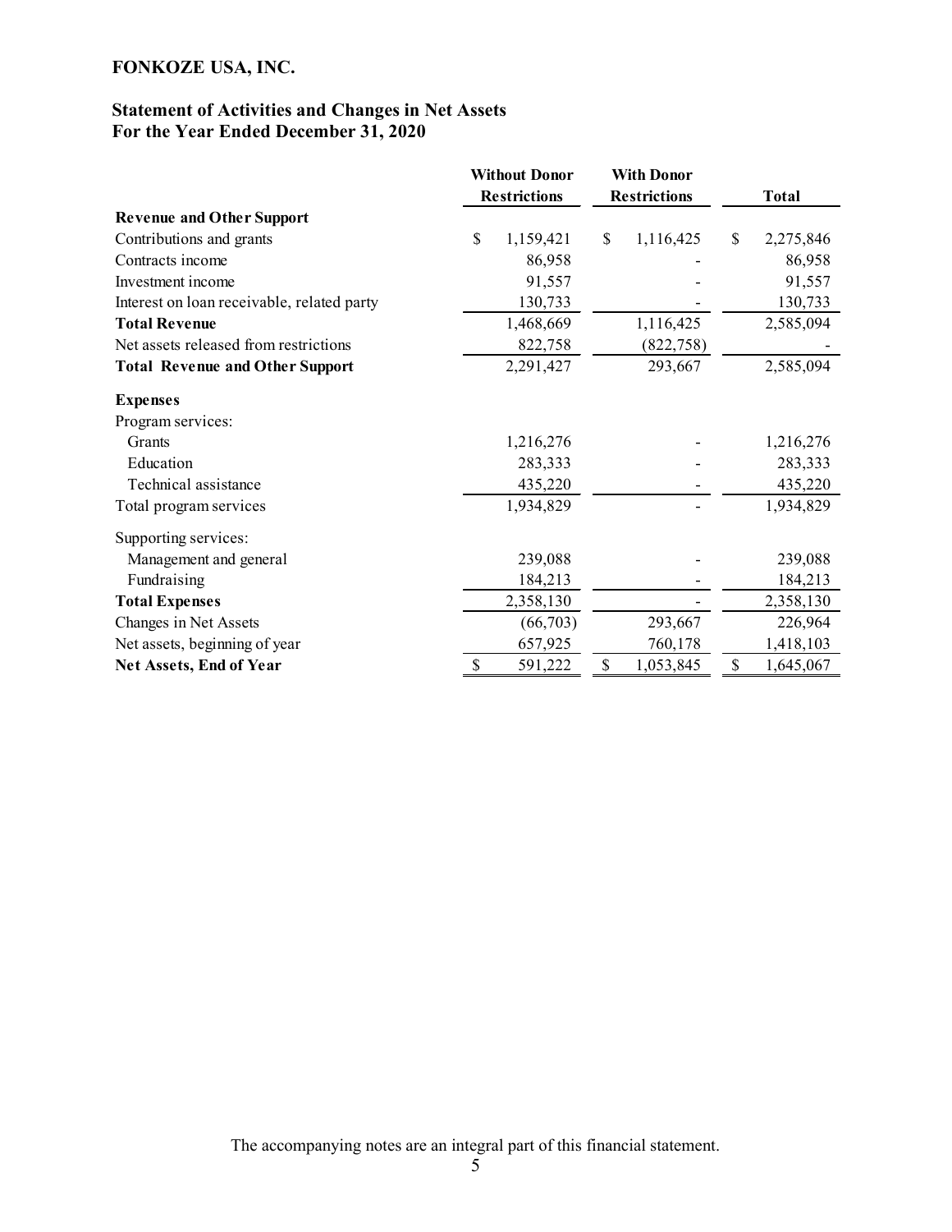**FONKOZE USA, INC.**

## Statement of Activities and Changes in Net Assets
## For the Year Ended December 31, 2020

| | Without Donor Restrictions | With Donor Restrictions | Total |
|---|---|---|---|
| **Revenue and Other Support** | | | |
| Contributions and grants | $ 1,159,421 | $ 1,116,425 | $ 2,275,846 |
| Contracts income | 86,958 | - | 86,958 |
| Investment income | 91,557 | - | 91,557 |
| Interest on loan receivable, related party | 130,733 | - | 130,733 |
| **Total Revenue** | 1,468,669 | 1,116,425 | 2,585,094 |
| Net assets released from restrictions | 822,758 | (822,758) | - |
| **Total Revenue and Other Support** | 2,291,427 | 293,667 | 2,585,094 |
| **Expenses** | | | |
| Program services: | | | |
| Grants | 1,216,276 | - | 1,216,276 |
| Education | 283,333 | - | 283,333 |
| Technical assistance | 435,220 | - | 435,220 |
| Total program services | 1,934,829 | - | 1,934,829 |
| Supporting services: | | | |
| Management and general | 239,088 | - | 239,088 |
| Fundraising | 184,213 | - | 184,213 |
| **Total Expenses** | 2,358,130 | - | 2,358,130 |
| Changes in Net Assets | (66,703) | 293,667 | 226,964 |
| Net assets, beginning of year | 657,925 | 760,178 | 1,418,103 |
| **Net Assets, End of Year** | $ 591,222 | $ 1,053,845 | $ 1,645,067 |

The accompanying notes are an integral part of this financial statement.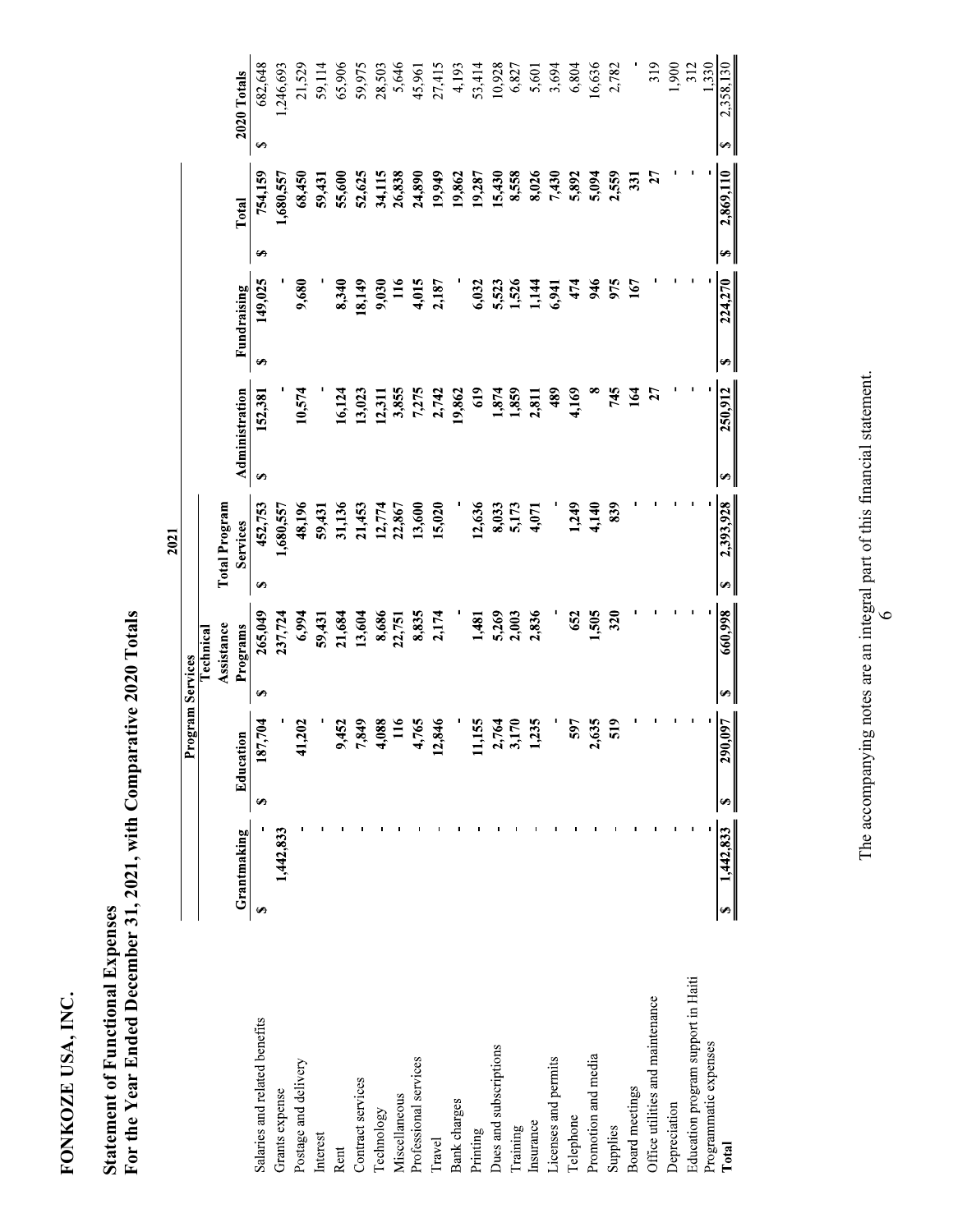# FONKOZE USA, INC.

## Statement of Functional Expenses
## For the Year Ended December 31, 2021, with Comparative 2020 Totals

| | 2021 | | | | | | | | |
|---|---|---|---|---|---|---|---|---|---|
| | Program Services | | | | | | | | |
| | Grantmaking | Education | Technical Assistance Programs | Total Program Services | Administration | Fundraising | Total | 2020 Totals |
| Salaries and related benefits | $ - | $ 187,704 | $ 265,049 | $ 452,753 | $ 152,381 | $ 149,025 | $ 754,159 | $ 682,648 |
| Grants expense | 1,442,833 | - | 237,724 | 1,680,557 | - | - | 1,680,557 | 1,246,693 |
| Postage and delivery | - | 41,202 | 6,994 | 48,196 | 10,574 | 9,680 | 68,450 | 21,529 |
| Interest | - | - | 59,431 | 59,431 | - | - | 59,431 | 59,114 |
| Rent | - | 9,452 | 21,684 | 31,136 | 16,124 | 8,340 | 55,600 | 65,906 |
| Contract services | - | 7,849 | 13,604 | 21,453 | 13,023 | 18,149 | 52,625 | 59,975 |
| Technology | - | 4,088 | 8,686 | 12,774 | 12,311 | 9,030 | 34,115 | 28,503 |
| Miscellaneous | - | 116 | 22,751 | 22,867 | 3,855 | 116 | 26,838 | 5,646 |
| Professional services | - | 4,765 | 8,835 | 13,600 | 7,275 | 4,015 | 24,890 | 45,961 |
| Travel | - | 12,846 | 2,174 | 15,020 | 2,742 | 2,187 | 19,949 | 27,415 |
| Bank charges | - | - | - | - | 19,862 | - | 19,862 | 4,193 |
| Printing | - | 11,155 | 1,481 | 12,636 | 619 | 6,032 | 19,287 | 53,414 |
| Dues and subscriptions | - | 2,764 | 5,269 | 8,033 | 1,874 | 5,523 | 15,430 | 10,928 |
| Training | - | 3,170 | 2,003 | 5,173 | 1,859 | 1,526 | 8,558 | 6,827 |
| Insurance | - | 1,235 | 2,836 | 4,071 | 2,811 | 1,144 | 8,026 | 5,601 |
| Licenses and permits | - | - | - | - | 489 | 6,941 | 7,430 | 3,694 |
| Telephone | - | 597 | 652 | 1,249 | 4,169 | 474 | 5,892 | 6,804 |
| Promotion and media | - | 2,635 | 1,505 | 4,140 | 8 | 946 | 5,094 | 16,636 |
| Supplies | - | 519 | 320 | 839 | 745 | 975 | 2,559 | 2,782 |
| Board meetings | - | - | - | - | 164 | 167 | 331 | - |
| Office utilities and maintenance | - | - | - | - | 27 | - | 27 | 319 |
| Depreciation | - | - | - | - | - | - | - | 1,900 |
| Education program support in Haiti | - | - | - | - | - | - | - | 312 |
| Programmatic expenses | - | - | - | - | - | - | - | 1,330 |
| **Total** | $ 1,442,833 | $ 290,097 | $ 660,998 | $ 2,393,928 | $ 250,912 | $ 224,270 | $ 2,869,110 | $ 2,358,130 |

The accompanying notes are an integral part of this financial statement.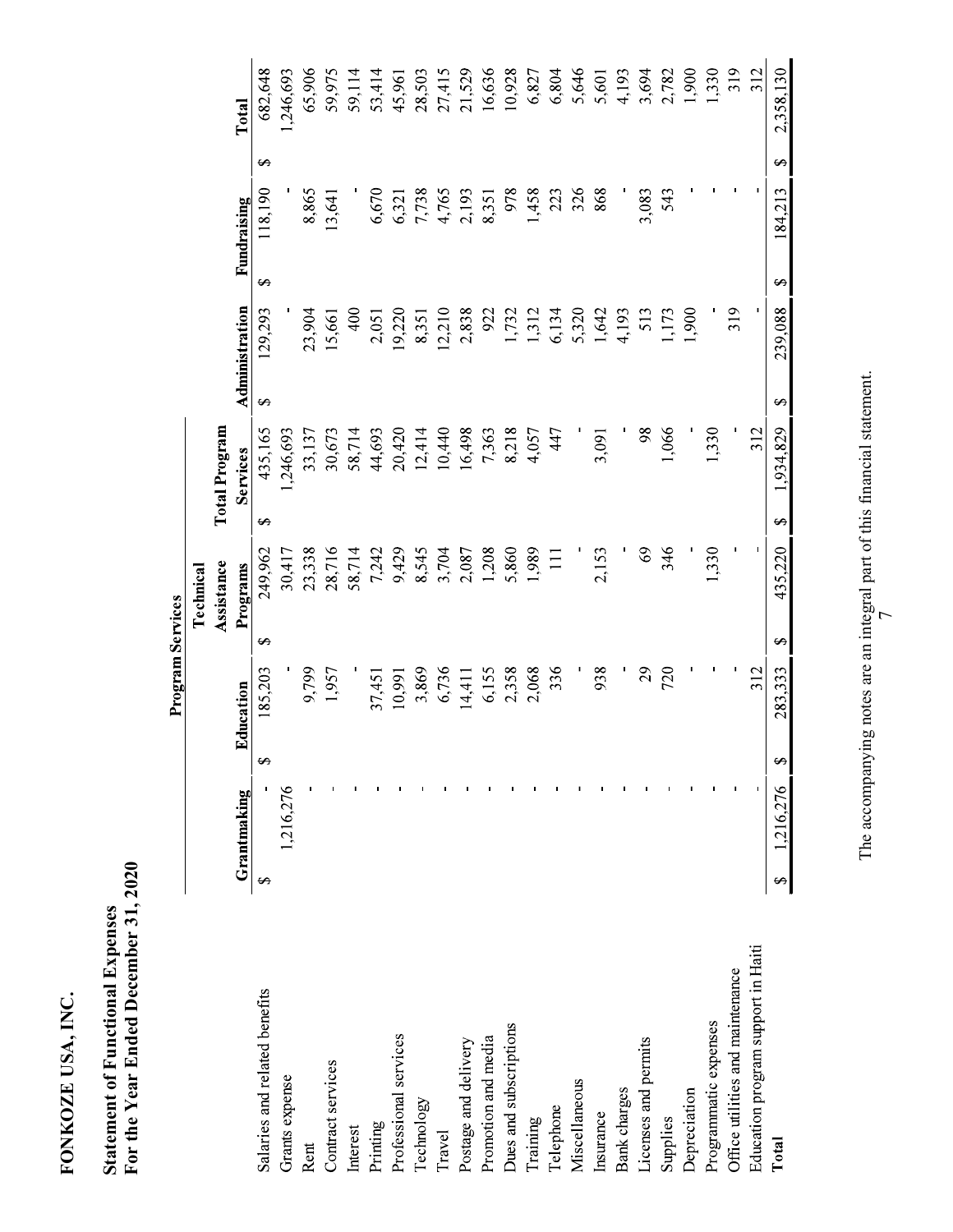# FONKOZE USA, INC.

## Statement of Functional Expenses
## For the Year Ended December 31, 2020

| | Program Services | | | | | | |
|---|---|---|---|---|---|---|---|
| | Grantmaking | Education | Technical Assistance Programs | Total Program Services | Administration | Fundraising | Total |
| Salaries and related benefits | $ - | $ 185,203 | $ 249,962 | $ 435,165 | $ 129,293 | $ 118,190 | $ 682,648 |
| Grants expense | 1,216,276 | - | 30,417 | 1,246,693 | - | - | 1,246,693 |
| Rent | - | 9,799 | 23,338 | 33,137 | 23,904 | 8,865 | 65,906 |
| Contract services | - | 1,957 | 28,716 | 30,673 | 15,661 | 13,641 | 59,975 |
| Interest | - | - | 58,714 | 58,714 | 400 | - | 59,114 |
| Printing | - | 37,451 | 7,242 | 44,693 | 2,051 | 6,670 | 53,414 |
| Professional services | - | 10,991 | 9,429 | 20,420 | 19,220 | 6,321 | 45,961 |
| Technology | - | 3,869 | 8,545 | 12,414 | 8,351 | 7,738 | 28,503 |
| Travel | - | 6,736 | 3,704 | 10,440 | 12,210 | 4,765 | 27,415 |
| Postage and delivery | - | 14,411 | 2,087 | 16,498 | 2,838 | 2,193 | 21,529 |
| Promotion and media | - | 6,155 | 1,208 | 7,363 | 922 | 8,351 | 16,636 |
| Dues and subscriptions | - | 2,358 | 5,860 | 8,218 | 1,732 | 978 | 10,928 |
| Training | - | 2,068 | 1,989 | 4,057 | 1,312 | 1,458 | 6,827 |
| Telephone | - | 336 | 111 | 447 | 6,134 | 223 | 6,804 |
| Miscellaneous | - | - | - | - | 5,320 | 326 | 5,646 |
| Insurance | - | 938 | 2,153 | 3,091 | 1,642 | 868 | 5,601 |
| Bank charges | - | - | - | - | 4,193 | - | 4,193 |
| Licenses and permits | - | 29 | 69 | 98 | 513 | 3,083 | 3,694 |
| Supplies | - | 720 | 346 | 1,066 | 1,173 | 543 | 2,782 |
| Depreciation | - | - | - | - | 1,900 | - | 1,900 |
| Programmatic expenses | - | - | 1,330 | 1,330 | - | - | 1,330 |
| Office utilities and maintenance | - | - | - | - | 319 | - | 319 |
| Education program support in Haiti | - | 312 | - | 312 | - | - | 312 |
| **Total** | $ 1,216,276 | $ 283,333 | $ 435,220 | $ 1,934,829 | $ 239,088 | $ 184,213 | $ 2,358,130 |

The accompanying notes are an integral part of this financial statement.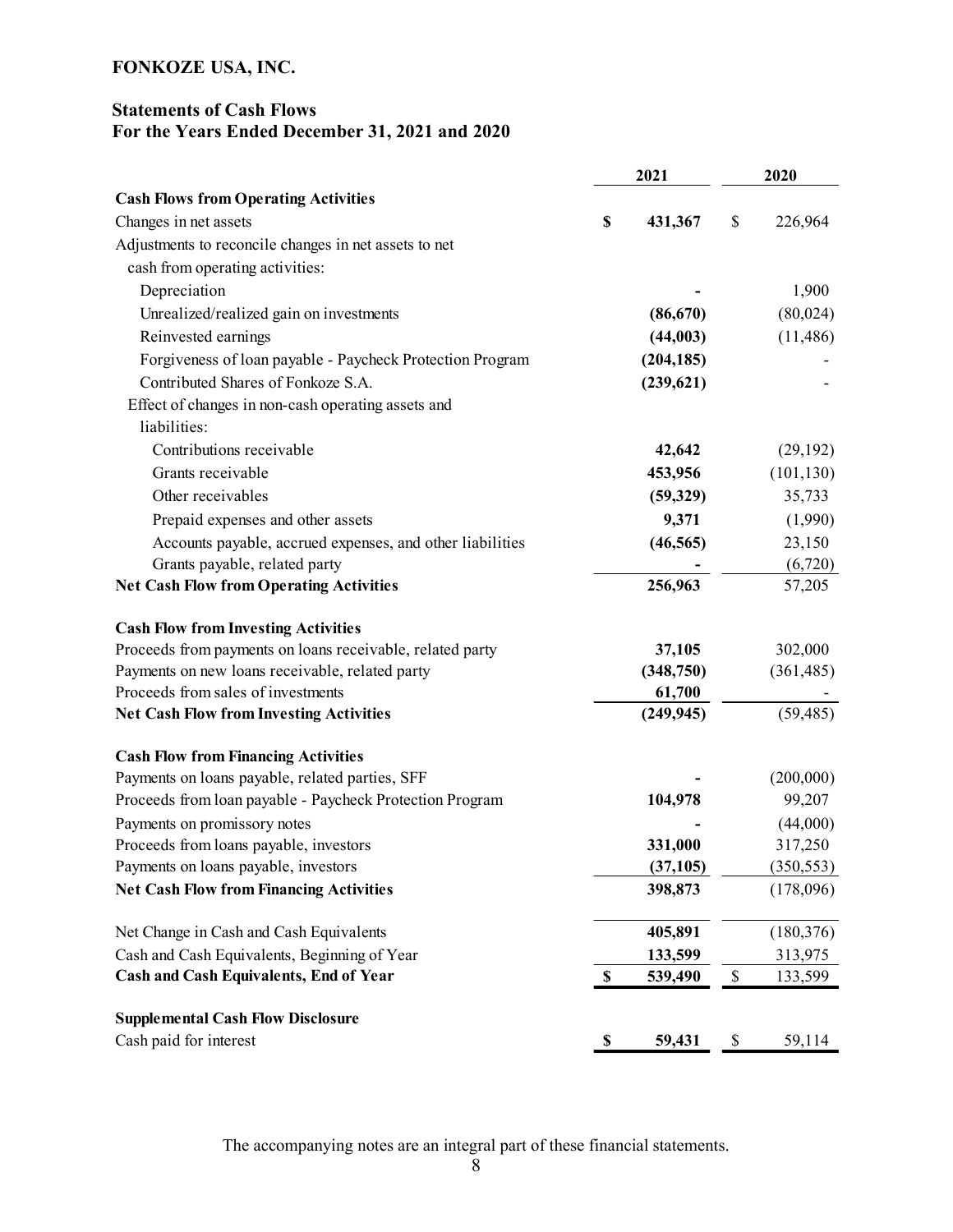# FONKOZE USA, INC.

## Statements of Cash Flows
## For the Years Ended December 31, 2021 and 2020

| | 2021 | 2020 |
|---|---|---|
| **Cash Flows from Operating Activities** | | |
| Changes in net assets | **$ 431,367** | $ 226,964 |
| Adjustments to reconcile changes in net assets to net cash from operating activities: | | |
| Depreciation | **-** | 1,900 |
| Unrealized/realized gain on investments | **(86,670)** | (80,024) |
| Reinvested earnings | **(44,003)** | (11,486) |
| Forgiveness of loan payable - Paycheck Protection Program | **(204,185)** | - |
| Contributed Shares of Fonkoze S.A. | **(239,621)** | - |
| Effect of changes in non-cash operating assets and liabilities: | | |
| Contributions receivable | **42,642** | (29,192) |
| Grants receivable | **453,956** | (101,130) |
| Other receivables | **(59,329)** | 35,733 |
| Prepaid expenses and other assets | **9,371** | (1,990) |
| Accounts payable, accrued expenses, and other liabilities | **(46,565)** | 23,150 |
| Grants payable, related party | **-** | (6,720) |
| **Net Cash Flow from Operating Activities** | **256,963** | 57,205 |
| | | |
| **Cash Flow from Investing Activities** | | |
| Proceeds from payments on loans receivable, related party | **37,105** | 302,000 |
| Payments on new loans receivable, related party | **(348,750)** | (361,485) |
| Proceeds from sales of investments | **61,700** | - |
| **Net Cash Flow from Investing Activities** | **(249,945)** | (59,485) |
| | | |
| **Cash Flow from Financing Activities** | | |
| Payments on loans payable, related parties, SFF | **-** | (200,000) |
| Proceeds from loan payable - Paycheck Protection Program | **104,978** | 99,207 |
| Payments on promissory notes | **-** | (44,000) |
| Proceeds from loans payable, investors | **331,000** | 317,250 |
| Payments on loans payable, investors | **(37,105)** | (350,553) |
| **Net Cash Flow from Financing Activities** | **398,873** | (178,096) |
| | | |
| Net Change in Cash and Cash Equivalents | **405,891** | (180,376) |
| Cash and Cash Equivalents, Beginning of Year | **133,599** | 313,975 |
| **Cash and Cash Equivalents, End of Year** | **$ 539,490** | $ 133,599 |
| | | |
| **Supplemental Cash Flow Disclosure** | | |
| Cash paid for interest | **$ 59,431** | $ 59,114 |

The accompanying notes are an integral part of these financial statements.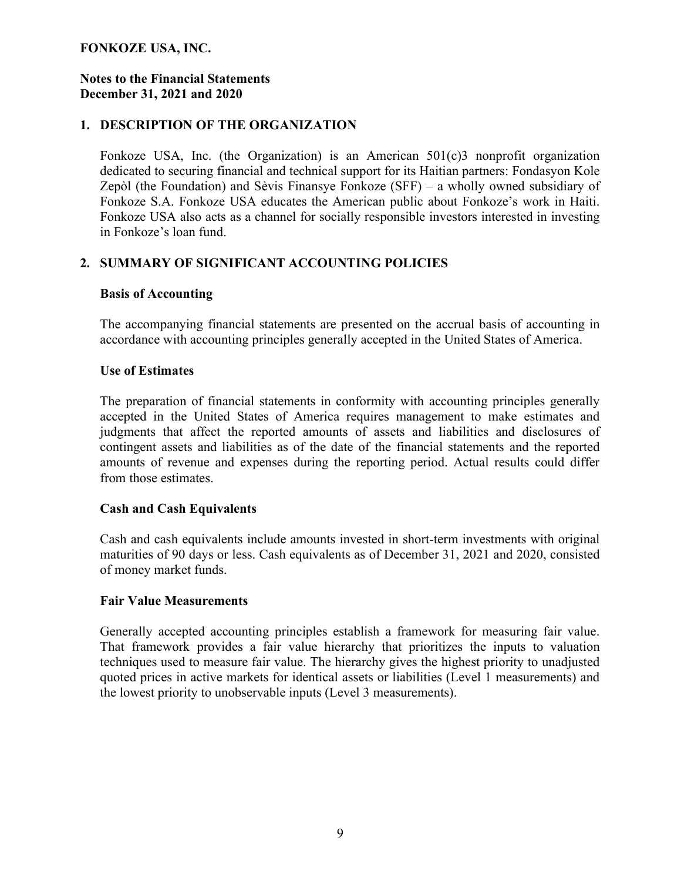**FONKOZE USA, INC.**

**Notes to the Financial Statements**
**December 31, 2021 and 2020**

## 1. DESCRIPTION OF THE ORGANIZATION

Fonkoze USA, Inc. (the Organization) is an American 501(c)3 nonprofit organization dedicated to securing financial and technical support for its Haitian partners: Fondasyon Kole Zepòl (the Foundation) and Sèvis Finansye Fonkoze (SFF) – a wholly owned subsidiary of Fonkoze S.A. Fonkoze USA educates the American public about Fonkoze's work in Haiti. Fonkoze USA also acts as a channel for socially responsible investors interested in investing in Fonkoze's loan fund.

## 2. SUMMARY OF SIGNIFICANT ACCOUNTING POLICIES

### Basis of Accounting

The accompanying financial statements are presented on the accrual basis of accounting in accordance with accounting principles generally accepted in the United States of America.

### Use of Estimates

The preparation of financial statements in conformity with accounting principles generally accepted in the United States of America requires management to make estimates and judgments that affect the reported amounts of assets and liabilities and disclosures of contingent assets and liabilities as of the date of the financial statements and the reported amounts of revenue and expenses during the reporting period. Actual results could differ from those estimates.

### Cash and Cash Equivalents

Cash and cash equivalents include amounts invested in short-term investments with original maturities of 90 days or less. Cash equivalents as of December 31, 2021 and 2020, consisted of money market funds.

### Fair Value Measurements

Generally accepted accounting principles establish a framework for measuring fair value. That framework provides a fair value hierarchy that prioritizes the inputs to valuation techniques used to measure fair value. The hierarchy gives the highest priority to unadjusted quoted prices in active markets for identical assets or liabilities (Level 1 measurements) and the lowest priority to unobservable inputs (Level 3 measurements).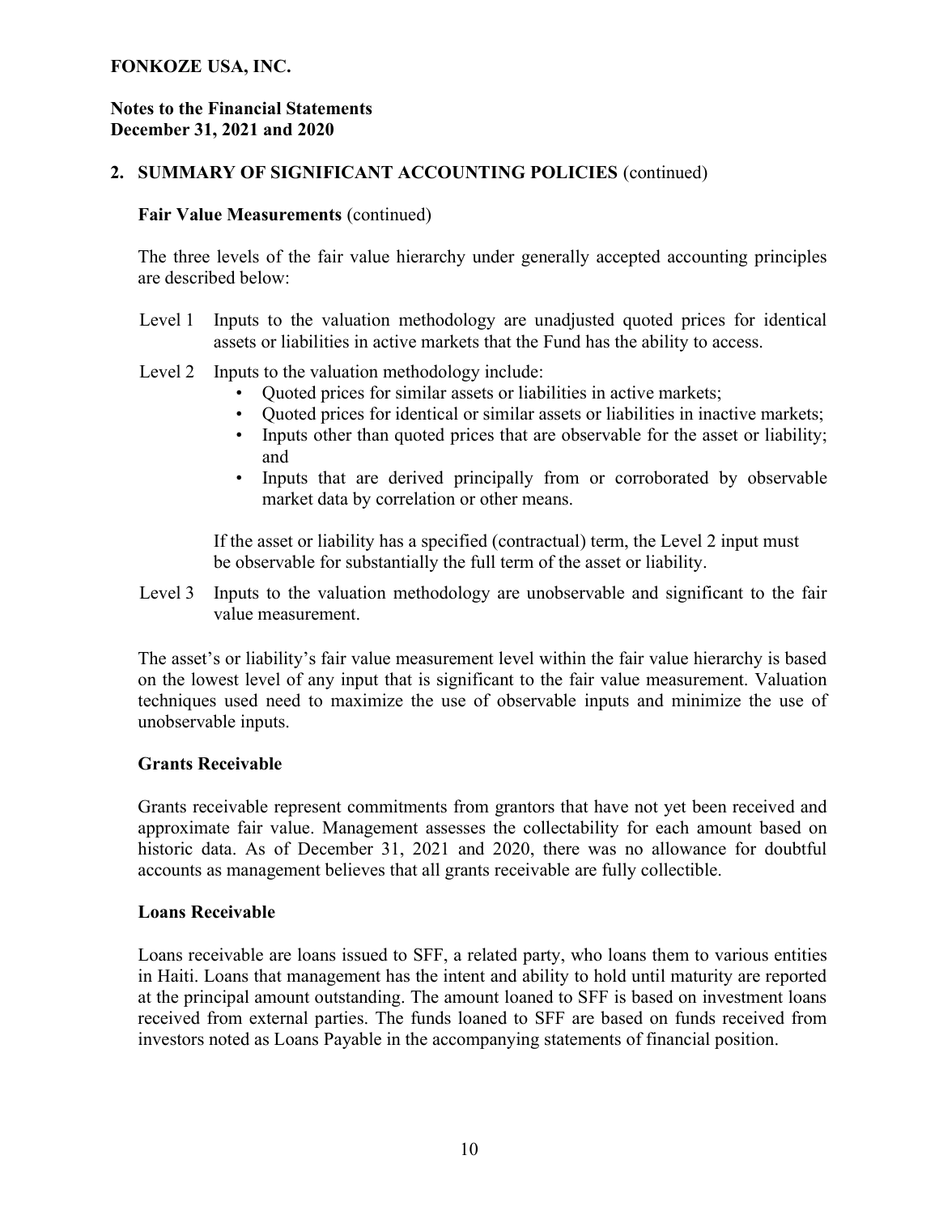# FONKOZE USA, INC.

**Notes to the Financial Statements**
**December 31, 2021 and 2020**

## 2. SUMMARY OF SIGNIFICANT ACCOUNTING POLICIES (continued)

### Fair Value Measurements (continued)

The three levels of the fair value hierarchy under generally accepted accounting principles are described below:

Level 1 Inputs to the valuation methodology are unadjusted quoted prices for identical assets or liabilities in active markets that the Fund has the ability to access.

Level 2 Inputs to the valuation methodology include:

- Quoted prices for similar assets or liabilities in active markets;
- Quoted prices for identical or similar assets or liabilities in inactive markets;
- Inputs other than quoted prices that are observable for the asset or liability; and
- Inputs that are derived principally from or corroborated by observable market data by correlation or other means.

If the asset or liability has a specified (contractual) term, the Level 2 input must be observable for substantially the full term of the asset or liability.

Level 3 Inputs to the valuation methodology are unobservable and significant to the fair value measurement.

The asset's or liability's fair value measurement level within the fair value hierarchy is based on the lowest level of any input that is significant to the fair value measurement. Valuation techniques used need to maximize the use of observable inputs and minimize the use of unobservable inputs.

### Grants Receivable

Grants receivable represent commitments from grantors that have not yet been received and approximate fair value. Management assesses the collectability for each amount based on historic data. As of December 31, 2021 and 2020, there was no allowance for doubtful accounts as management believes that all grants receivable are fully collectible.

### Loans Receivable

Loans receivable are loans issued to SFF, a related party, who loans them to various entities in Haiti. Loans that management has the intent and ability to hold until maturity are reported at the principal amount outstanding. The amount loaned to SFF is based on investment loans received from external parties. The funds loaned to SFF are based on funds received from investors noted as Loans Payable in the accompanying statements of financial position.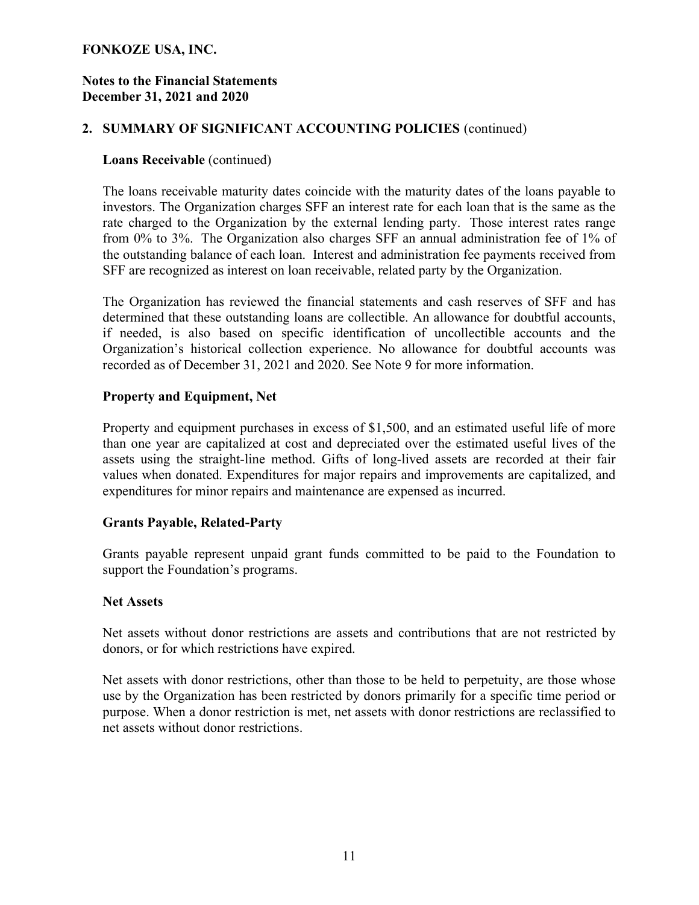## 2. SUMMARY OF SIGNIFICANT ACCOUNTING POLICIES (continued)

### Loans Receivable (continued)

The loans receivable maturity dates coincide with the maturity dates of the loans payable to investors. The Organization charges SFF an interest rate for each loan that is the same as the rate charged to the Organization by the external lending party. Those interest rates range from 0% to 3%. The Organization also charges SFF an annual administration fee of 1% of the outstanding balance of each loan. Interest and administration fee payments received from SFF are recognized as interest on loan receivable, related party by the Organization.

The Organization has reviewed the financial statements and cash reserves of SFF and has determined that these outstanding loans are collectible. An allowance for doubtful accounts, if needed, is also based on specific identification of uncollectible accounts and the Organization's historical collection experience. No allowance for doubtful accounts was recorded as of December 31, 2021 and 2020. See Note 9 for more information.

### Property and Equipment, Net

Property and equipment purchases in excess of $1,500, and an estimated useful life of more than one year are capitalized at cost and depreciated over the estimated useful lives of the assets using the straight-line method. Gifts of long-lived assets are recorded at their fair values when donated. Expenditures for major repairs and improvements are capitalized, and expenditures for minor repairs and maintenance are expensed as incurred.

### Grants Payable, Related-Party

Grants payable represent unpaid grant funds committed to be paid to the Foundation to support the Foundation's programs.

### Net Assets

Net assets without donor restrictions are assets and contributions that are not restricted by donors, or for which restrictions have expired.

Net assets with donor restrictions, other than those to be held to perpetuity, are those whose use by the Organization has been restricted by donors primarily for a specific time period or purpose. When a donor restriction is met, net assets with donor restrictions are reclassified to net assets without donor restrictions.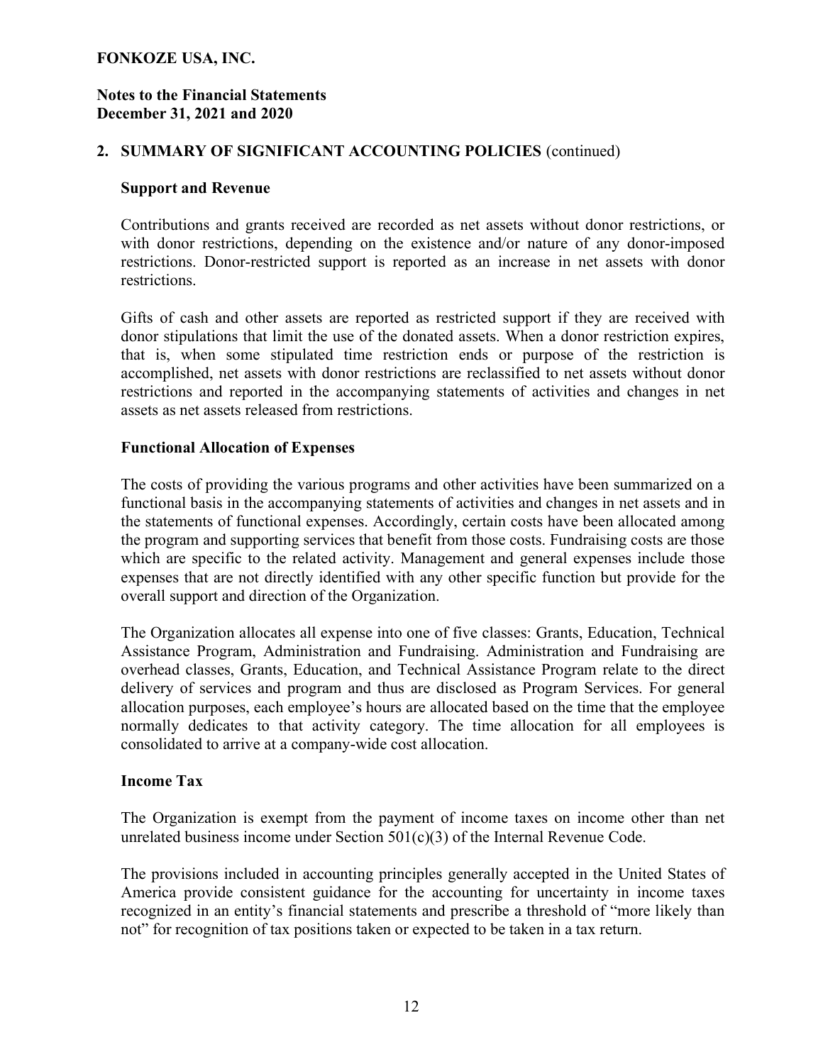## 2. SUMMARY OF SIGNIFICANT ACCOUNTING POLICIES (continued)

### Support and Revenue

Contributions and grants received are recorded as net assets without donor restrictions, or with donor restrictions, depending on the existence and/or nature of any donor-imposed restrictions. Donor-restricted support is reported as an increase in net assets with donor restrictions.

Gifts of cash and other assets are reported as restricted support if they are received with donor stipulations that limit the use of the donated assets. When a donor restriction expires, that is, when some stipulated time restriction ends or purpose of the restriction is accomplished, net assets with donor restrictions are reclassified to net assets without donor restrictions and reported in the accompanying statements of activities and changes in net assets as net assets released from restrictions.

### Functional Allocation of Expenses

The costs of providing the various programs and other activities have been summarized on a functional basis in the accompanying statements of activities and changes in net assets and in the statements of functional expenses. Accordingly, certain costs have been allocated among the program and supporting services that benefit from those costs. Fundraising costs are those which are specific to the related activity. Management and general expenses include those expenses that are not directly identified with any other specific function but provide for the overall support and direction of the Organization.

The Organization allocates all expense into one of five classes: Grants, Education, Technical Assistance Program, Administration and Fundraising. Administration and Fundraising are overhead classes, Grants, Education, and Technical Assistance Program relate to the direct delivery of services and program and thus are disclosed as Program Services. For general allocation purposes, each employee's hours are allocated based on the time that the employee normally dedicates to that activity category. The time allocation for all employees is consolidated to arrive at a company-wide cost allocation.

### Income Tax

The Organization is exempt from the payment of income taxes on income other than net unrelated business income under Section 501(c)(3) of the Internal Revenue Code.

The provisions included in accounting principles generally accepted in the United States of America provide consistent guidance for the accounting for uncertainty in income taxes recognized in an entity's financial statements and prescribe a threshold of "more likely than not" for recognition of tax positions taken or expected to be taken in a tax return.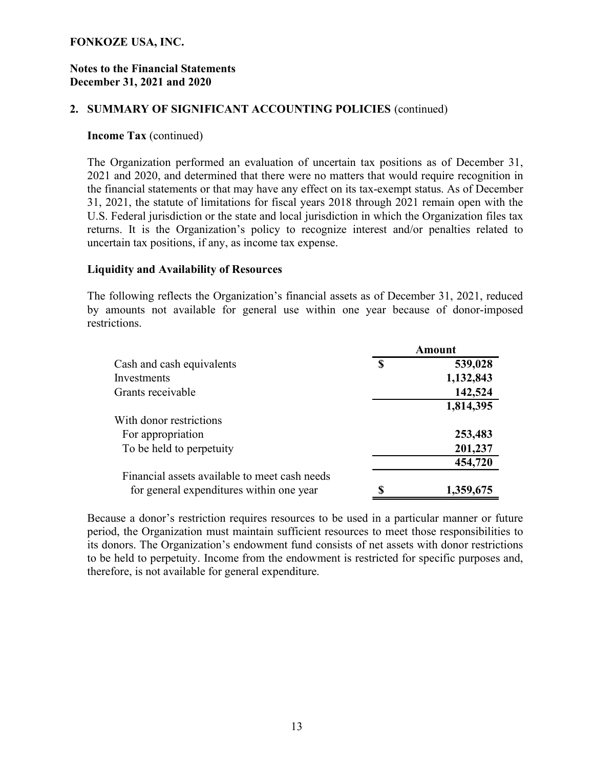FONKOZE USA, INC.

**Notes to the Financial Statements**
**December 31, 2021 and 2020**

## 2. SUMMARY OF SIGNIFICANT ACCOUNTING POLICIES (continued)

**Income Tax** (continued)

The Organization performed an evaluation of uncertain tax positions as of December 31, 2021 and 2020, and determined that there were no matters that would require recognition in the financial statements or that may have any effect on its tax-exempt status. As of December 31, 2021, the statute of limitations for fiscal years 2018 through 2021 remain open with the U.S. Federal jurisdiction or the state and local jurisdiction in which the Organization files tax returns. It is the Organization's policy to recognize interest and/or penalties related to uncertain tax positions, if any, as income tax expense.

**Liquidity and Availability of Resources**

The following reflects the Organization's financial assets as of December 31, 2021, reduced by amounts not available for general use within one year because of donor-imposed restrictions.

| | Amount |
|---|---|
| Cash and cash equivalents | $ 539,028 |
| Investments | 1,132,843 |
| Grants receivable | 142,524 |
| | 1,814,395 |
| With donor restrictions | |
| For appropriation | 253,483 |
| To be held to perpetuity | 201,237 |
| | 454,720 |
| Financial assets available to meet cash needs for general expenditures within one year | $ 1,359,675 |

Because a donor's restriction requires resources to be used in a particular manner or future period, the Organization must maintain sufficient resources to meet those responsibilities to its donors. The Organization's endowment fund consists of net assets with donor restrictions to be held to perpetuity. Income from the endowment is restricted for specific purposes and, therefore, is not available for general expenditure.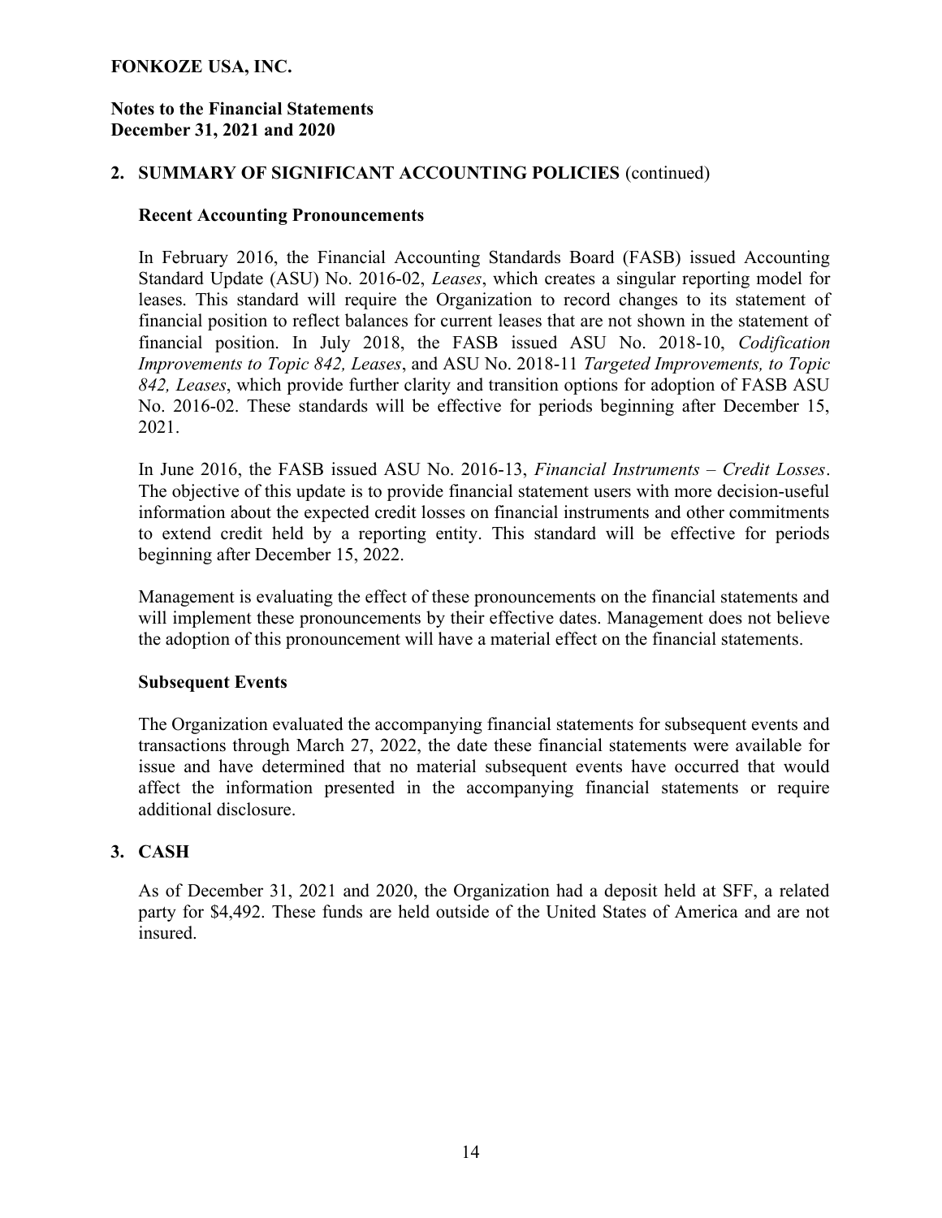**FONKOZE USA, INC.**

**Notes to the Financial Statements**
**December 31, 2021 and 2020**

## 2. SUMMARY OF SIGNIFICANT ACCOUNTING POLICIES (continued)

### Recent Accounting Pronouncements

In February 2016, the Financial Accounting Standards Board (FASB) issued Accounting Standard Update (ASU) No. 2016-02, *Leases*, which creates a singular reporting model for leases. This standard will require the Organization to record changes to its statement of financial position to reflect balances for current leases that are not shown in the statement of financial position. In July 2018, the FASB issued ASU No. 2018-10, *Codification Improvements to Topic 842, Leases*, and ASU No. 2018-11 *Targeted Improvements, to Topic 842, Leases*, which provide further clarity and transition options for adoption of FASB ASU No. 2016-02. These standards will be effective for periods beginning after December 15, 2021.

In June 2016, the FASB issued ASU No. 2016-13, *Financial Instruments – Credit Losses*. The objective of this update is to provide financial statement users with more decision-useful information about the expected credit losses on financial instruments and other commitments to extend credit held by a reporting entity. This standard will be effective for periods beginning after December 15, 2022.

Management is evaluating the effect of these pronouncements on the financial statements and will implement these pronouncements by their effective dates. Management does not believe the adoption of this pronouncement will have a material effect on the financial statements.

### Subsequent Events

The Organization evaluated the accompanying financial statements for subsequent events and transactions through March 27, 2022, the date these financial statements were available for issue and have determined that no material subsequent events have occurred that would affect the information presented in the accompanying financial statements or require additional disclosure.

## 3. CASH

As of December 31, 2021 and 2020, the Organization had a deposit held at SFF, a related party for $4,492. These funds are held outside of the United States of America and are not insured.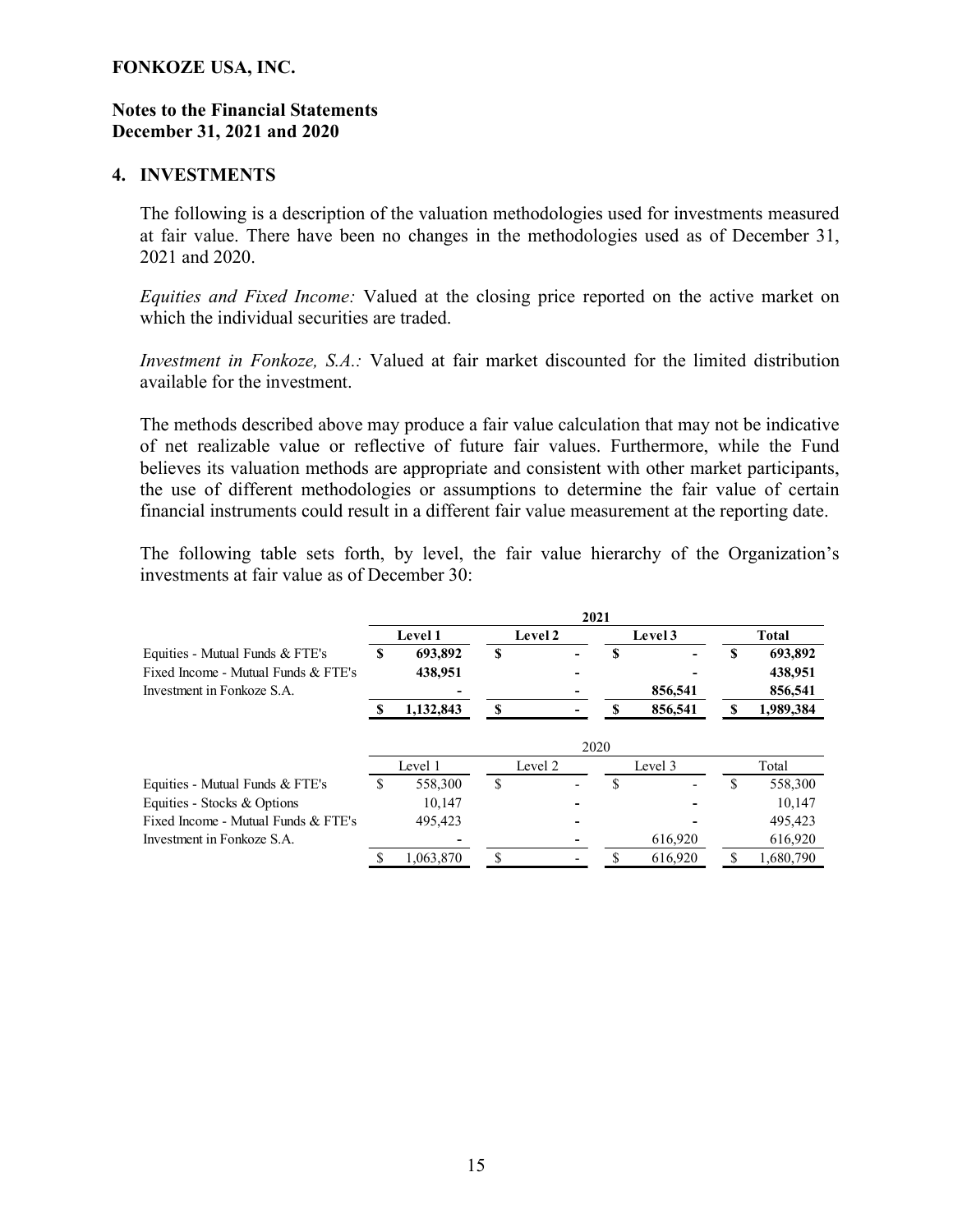**FONKOZE USA, INC.**

**Notes to the Financial Statements**
**December 31, 2021 and 2020**

## 4. INVESTMENTS

The following is a description of the valuation methodologies used for investments measured at fair value. There have been no changes in the methodologies used as of December 31, 2021 and 2020.

*Equities and Fixed Income:* Valued at the closing price reported on the active market on which the individual securities are traded.

*Investment in Fonkoze, S.A.:* Valued at fair market discounted for the limited distribution available for the investment.

The methods described above may produce a fair value calculation that may not be indicative of net realizable value or reflective of future fair values. Furthermore, while the Fund believes its valuation methods are appropriate and consistent with other market participants, the use of different methodologies or assumptions to determine the fair value of certain financial instruments could result in a different fair value measurement at the reporting date.

The following table sets forth, by level, the fair value hierarchy of the Organization's investments at fair value as of December 30:

| | **2021** | | | |
|---|---|---|---|---|
| | **Level 1** | **Level 2** | **Level 3** | **Total** |
| Equities - Mutual Funds & FTE's | **$ 693,892** | **$ -** | **$ -** | **$ 693,892** |
| Fixed Income - Mutual Funds & FTE's | **438,951** | **-** | **-** | **438,951** |
| Investment in Fonkoze S.A. | **-** | **-** | **856,541** | **856,541** |
| | **$ 1,132,843** | **$ -** | **$ 856,541** | **$ 1,989,384** |

| | 2020 | | | |
|---|---|---|---|---|
| | Level 1 | Level 2 | Level 3 | Total |
| Equities - Mutual Funds & FTE's | $ 558,300 | $ - | $ - | $ 558,300 |
| Equities - Stocks & Options | 10,147 | - | - | 10,147 |
| Fixed Income - Mutual Funds & FTE's | 495,423 | - | - | 495,423 |
| Investment in Fonkoze S.A. | - | - | 616,920 | 616,920 |
| | $ 1,063,870 | $ - | $ 616,920 | $ 1,680,790 |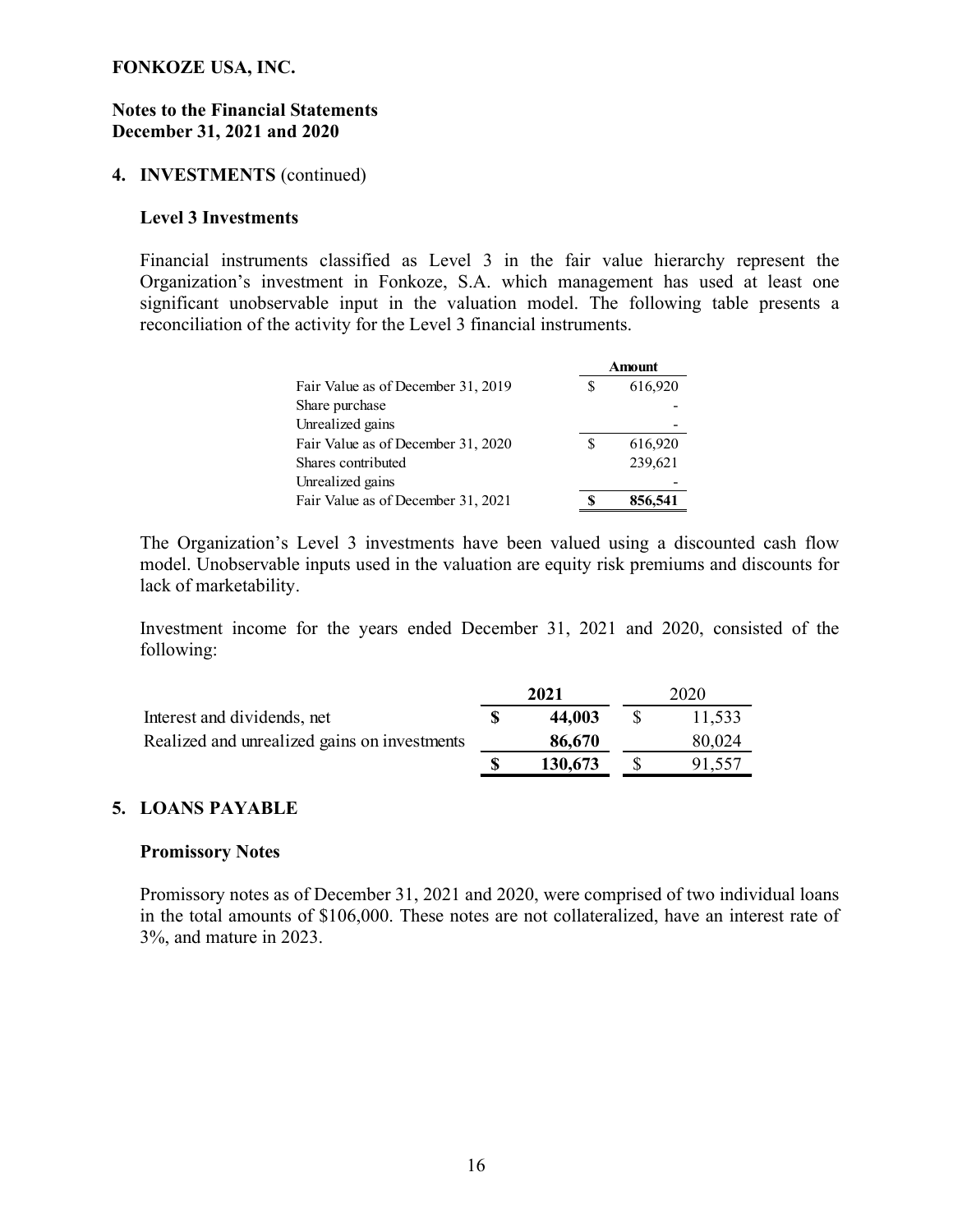**FONKOZE USA, INC.**

**Notes to the Financial Statements**
**December 31, 2021 and 2020**

## 4. INVESTMENTS (continued)

### Level 3 Investments

Financial instruments classified as Level 3 in the fair value hierarchy represent the Organization's investment in Fonkoze, S.A. which management has used at least one significant unobservable input in the valuation model. The following table presents a reconciliation of the activity for the Level 3 financial instruments.

| | Amount |
|---|---|
| Fair Value as of December 31, 2019 | $ 616,920 |
| Share purchase | - |
| Unrealized gains | - |
| Fair Value as of December 31, 2020 | $ 616,920 |
| Shares contributed | 239,621 |
| Unrealized gains | - |
| Fair Value as of December 31, 2021 | **$ 856,541** |

The Organization's Level 3 investments have been valued using a discounted cash flow model. Unobservable inputs used in the valuation are equity risk premiums and discounts for lack of marketability.

Investment income for the years ended December 31, 2021 and 2020, consisted of the following:

| | **2021** | 2020 |
|---|---|---|
| Interest and dividends, net | **$ 44,003** | $ 11,533 |
| Realized and unrealized gains on investments | **86,670** | 80,024 |
| | **$ 130,673** | $ 91,557 |

## 5. LOANS PAYABLE

### Promissory Notes

Promissory notes as of December 31, 2021 and 2020, were comprised of two individual loans in the total amounts of $106,000. These notes are not collateralized, have an interest rate of 3%, and mature in 2023.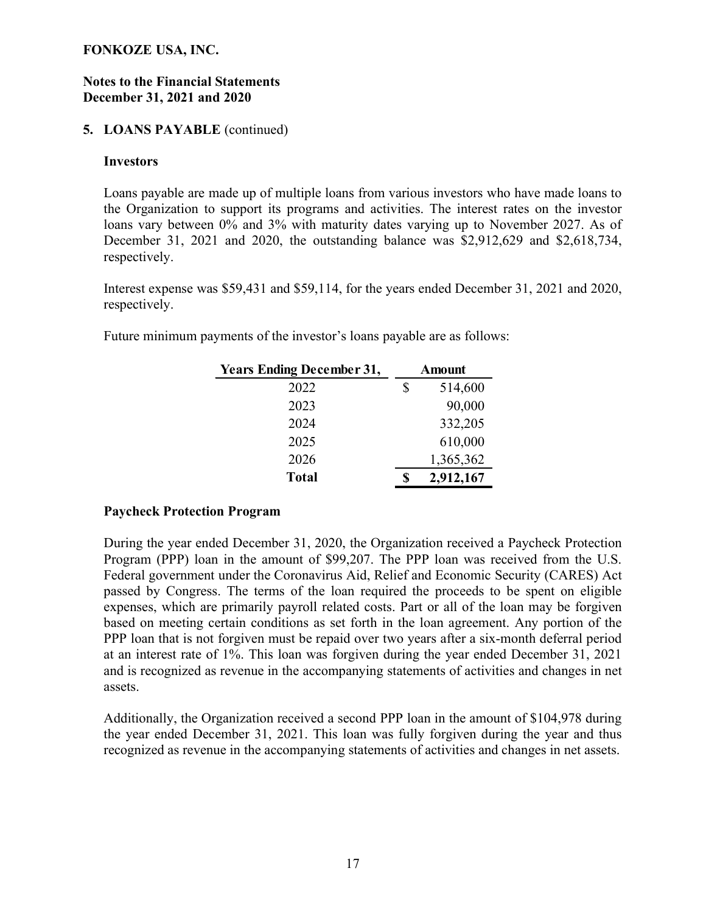**FONKOZE USA, INC.**

**Notes to the Financial Statements**
**December 31, 2021 and 2020**

## 5. LOANS PAYABLE (continued)

### Investors

Loans payable are made up of multiple loans from various investors who have made loans to the Organization to support its programs and activities. The interest rates on the investor loans vary between 0% and 3% with maturity dates varying up to November 2027. As of December 31, 2021 and 2020, the outstanding balance was $2,912,629 and $2,618,734, respectively.

Interest expense was $59,431 and $59,114, for the years ended December 31, 2021 and 2020, respectively.

Future minimum payments of the investor's loans payable are as follows:

| Years Ending December 31, | Amount |
|---|---|
| 2022 | $ 514,600 |
| 2023 | 90,000 |
| 2024 | 332,205 |
| 2025 | 610,000 |
| 2026 | 1,365,362 |
| **Total** | **$ 2,912,167** |

### Paycheck Protection Program

During the year ended December 31, 2020, the Organization received a Paycheck Protection Program (PPP) loan in the amount of $99,207. The PPP loan was received from the U.S. Federal government under the Coronavirus Aid, Relief and Economic Security (CARES) Act passed by Congress. The terms of the loan required the proceeds to be spent on eligible expenses, which are primarily payroll related costs. Part or all of the loan may be forgiven based on meeting certain conditions as set forth in the loan agreement. Any portion of the PPP loan that is not forgiven must be repaid over two years after a six-month deferral period at an interest rate of 1%. This loan was forgiven during the year ended December 31, 2021 and is recognized as revenue in the accompanying statements of activities and changes in net assets.

Additionally, the Organization received a second PPP loan in the amount of $104,978 during the year ended December 31, 2021. This loan was fully forgiven during the year and thus recognized as revenue in the accompanying statements of activities and changes in net assets.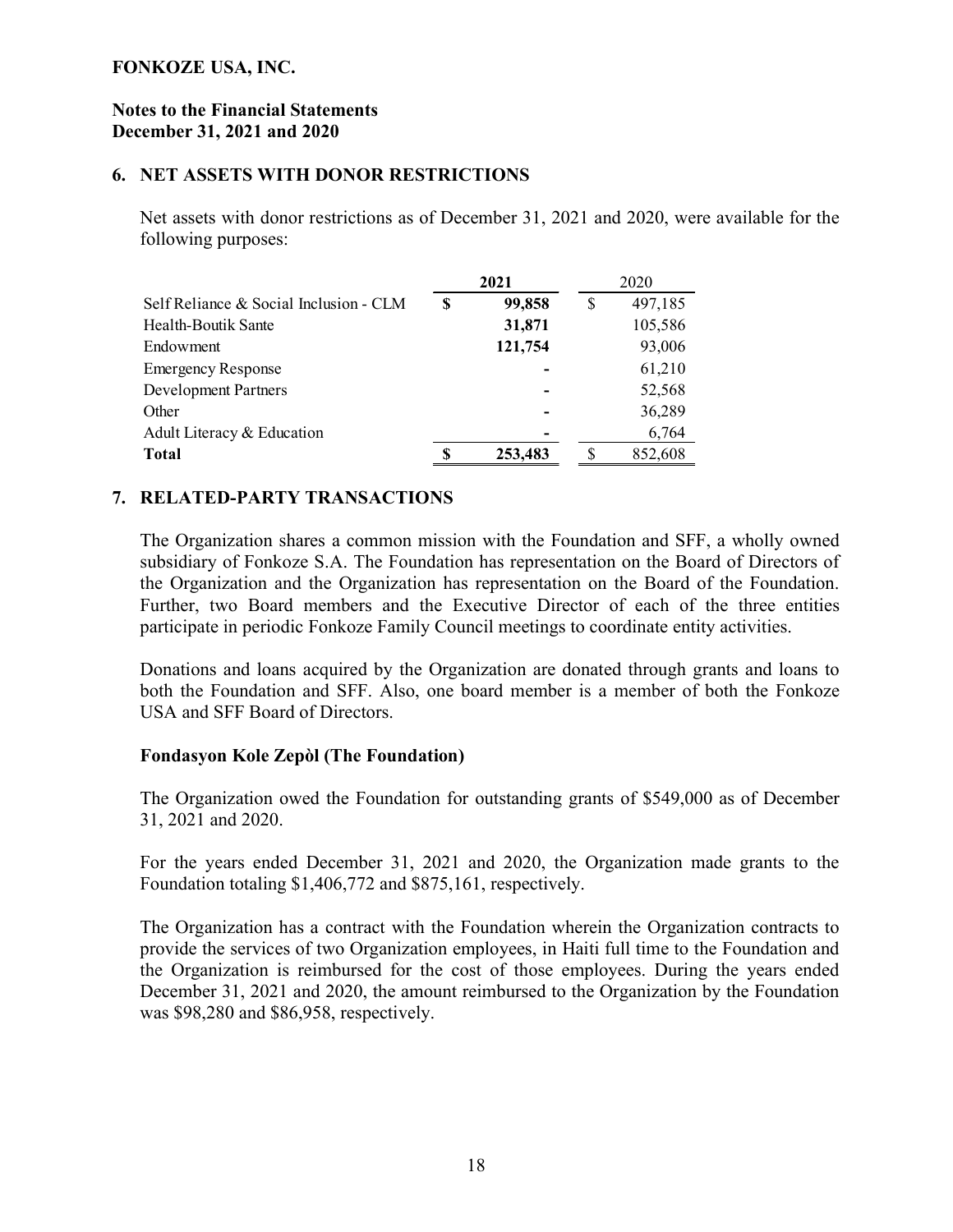**FONKOZE USA, INC.**

**Notes to the Financial Statements**
**December 31, 2021 and 2020**

## 6. NET ASSETS WITH DONOR RESTRICTIONS

Net assets with donor restrictions as of December 31, 2021 and 2020, were available for the following purposes:

| | **2021** | 2020 |
|---|---|---|
| Self Reliance & Social Inclusion - CLM | **$ 99,858** | $ 497,185 |
| Health-Boutik Sante | **31,871** | 105,586 |
| Endowment | **121,754** | 93,006 |
| Emergency Response | **-** | 61,210 |
| Development Partners | **-** | 52,568 |
| Other | **-** | 36,289 |
| Adult Literacy & Education | **-** | 6,764 |
| **Total** | **$ 253,483** | $ 852,608 |

## 7. RELATED-PARTY TRANSACTIONS

The Organization shares a common mission with the Foundation and SFF, a wholly owned subsidiary of Fonkoze S.A. The Foundation has representation on the Board of Directors of the Organization and the Organization has representation on the Board of the Foundation. Further, two Board members and the Executive Director of each of the three entities participate in periodic Fonkoze Family Council meetings to coordinate entity activities.

Donations and loans acquired by the Organization are donated through grants and loans to both the Foundation and SFF. Also, one board member is a member of both the Fonkoze USA and SFF Board of Directors.

### Fondasyon Kole Zepòl (The Foundation)

The Organization owed the Foundation for outstanding grants of $549,000 as of December 31, 2021 and 2020.

For the years ended December 31, 2021 and 2020, the Organization made grants to the Foundation totaling $1,406,772 and $875,161, respectively.

The Organization has a contract with the Foundation wherein the Organization contracts to provide the services of two Organization employees, in Haiti full time to the Foundation and the Organization is reimbursed for the cost of those employees. During the years ended December 31, 2021 and 2020, the amount reimbursed to the Organization by the Foundation was $98,280 and $86,958, respectively.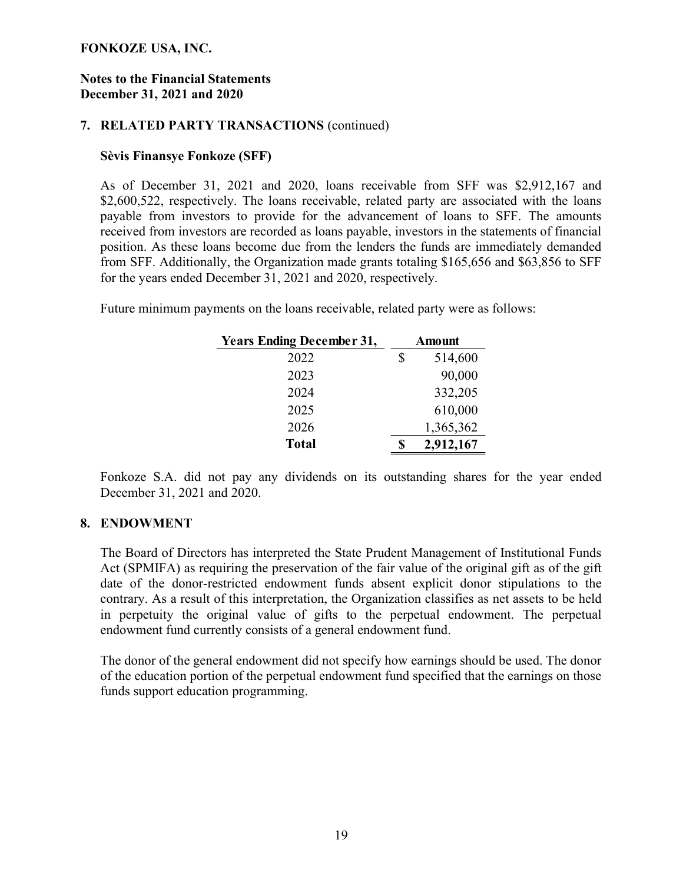**FONKOZE USA, INC.**

**Notes to the Financial Statements**
**December 31, 2021 and 2020**

## 7. RELATED PARTY TRANSACTIONS (continued)

### Sèvis Finansye Fonkoze (SFF)

As of December 31, 2021 and 2020, loans receivable from SFF was $2,912,167 and $2,600,522, respectively. The loans receivable, related party are associated with the loans payable from investors to provide for the advancement of loans to SFF. The amounts received from investors are recorded as loans payable, investors in the statements of financial position. As these loans become due from the lenders the funds are immediately demanded from SFF. Additionally, the Organization made grants totaling $165,656 and $63,856 to SFF for the years ended December 31, 2021 and 2020, respectively.

Future minimum payments on the loans receivable, related party were as follows:

| Years Ending December 31, | Amount |
|---|---|
| 2022 | $ 514,600 |
| 2023 | 90,000 |
| 2024 | 332,205 |
| 2025 | 610,000 |
| 2026 | 1,365,362 |
| **Total** | **$ 2,912,167** |

Fonkoze S.A. did not pay any dividends on its outstanding shares for the year ended December 31, 2021 and 2020.

## 8. ENDOWMENT

The Board of Directors has interpreted the State Prudent Management of Institutional Funds Act (SPMIFA) as requiring the preservation of the fair value of the original gift as of the gift date of the donor-restricted endowment funds absent explicit donor stipulations to the contrary. As a result of this interpretation, the Organization classifies as net assets to be held in perpetuity the original value of gifts to the perpetual endowment. The perpetual endowment fund currently consists of a general endowment fund.

The donor of the general endowment did not specify how earnings should be used. The donor of the education portion of the perpetual endowment fund specified that the earnings on those funds support education programming.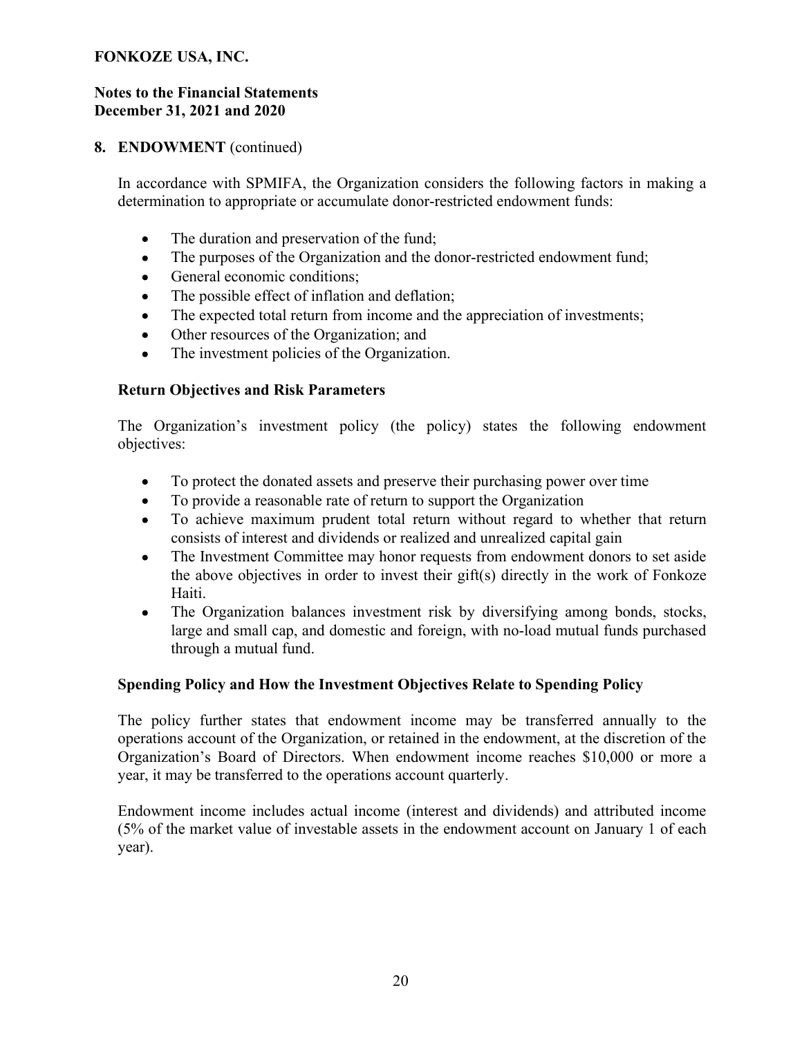**FONKOZE USA, INC.**

**Notes to the Financial Statements**
**December 31, 2021 and 2020**

## 8. ENDOWMENT (continued)

In accordance with SPMIFA, the Organization considers the following factors in making a determination to appropriate or accumulate donor-restricted endowment funds:

- The duration and preservation of the fund;
- The purposes of the Organization and the donor-restricted endowment fund;
- General economic conditions;
- The possible effect of inflation and deflation;
- The expected total return from income and the appreciation of investments;
- Other resources of the Organization; and
- The investment policies of the Organization.

### Return Objectives and Risk Parameters

The Organization's investment policy (the policy) states the following endowment objectives:

- To protect the donated assets and preserve their purchasing power over time
- To provide a reasonable rate of return to support the Organization
- To achieve maximum prudent total return without regard to whether that return consists of interest and dividends or realized and unrealized capital gain
- The Investment Committee may honor requests from endowment donors to set aside the above objectives in order to invest their gift(s) directly in the work of Fonkoze Haiti.
- The Organization balances investment risk by diversifying among bonds, stocks, large and small cap, and domestic and foreign, with no-load mutual funds purchased through a mutual fund.

### Spending Policy and How the Investment Objectives Relate to Spending Policy

The policy further states that endowment income may be transferred annually to the operations account of the Organization, or retained in the endowment, at the discretion of the Organization's Board of Directors. When endowment income reaches $10,000 or more a year, it may be transferred to the operations account quarterly.

Endowment income includes actual income (interest and dividends) and attributed income (5% of the market value of investable assets in the endowment account on January 1 of each year).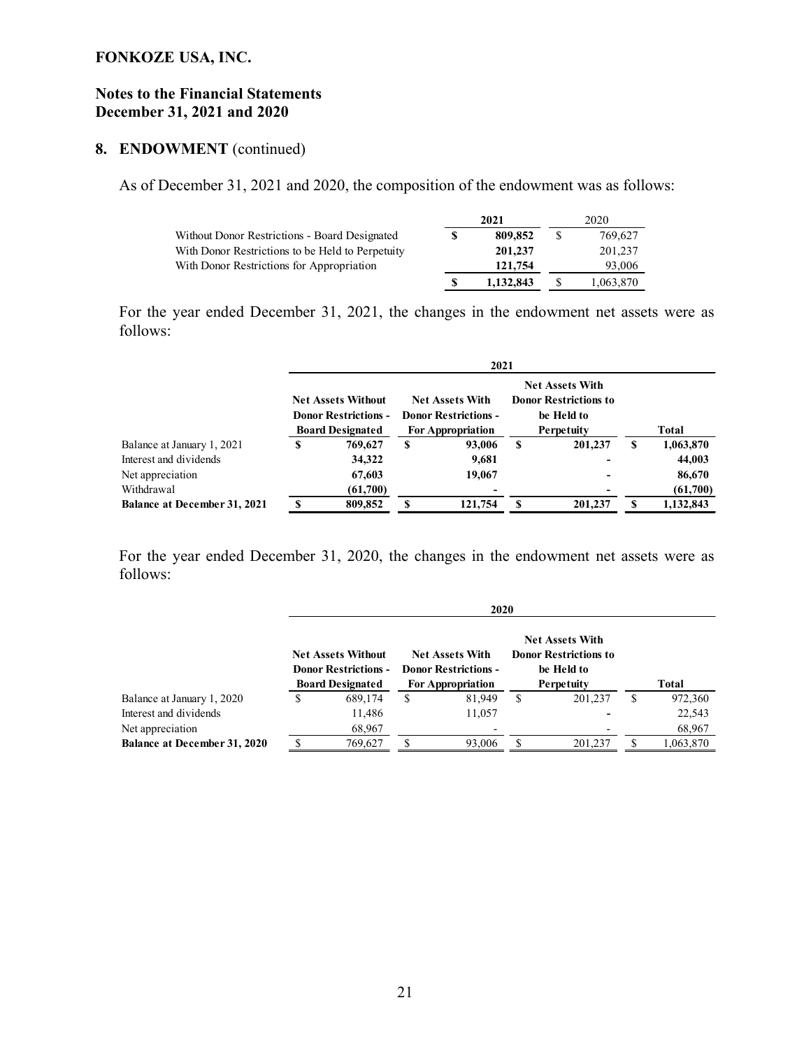**FONKOZE USA, INC.**

**Notes to the Financial Statements**
**December 31, 2021 and 2020**

## 8. ENDOWMENT (continued)

As of December 31, 2021 and 2020, the composition of the endowment was as follows:

| | 2021 | 2020 |
|---|---|---|
| Without Donor Restrictions - Board Designated | $ 809,852 | $ 769,627 |
| With Donor Restrictions to be Held to Perpetuity | 201,237 | 201,237 |
| With Donor Restrictions for Appropriation | 121,754 | 93,006 |
| | $ 1,132,843 | $ 1,063,870 |

For the year ended December 31, 2021, the changes in the endowment net assets were as follows:

| | 2021 | | | |
|---|---|---|---|---|
| | Net Assets Without Donor Restrictions - Board Designated | Net Assets With Donor Restrictions - For Appropriation | Net Assets With Donor Restrictions to be Held to Perpetuity | Total |
| Balance at January 1, 2021 | $ 769,627 | $ 93,006 | $ 201,237 | $ 1,063,870 |
| Interest and dividends | 34,322 | 9,681 | - | 44,003 |
| Net appreciation | 67,603 | 19,067 | - | 86,670 |
| Withdrawal | (61,700) | - | - | (61,700) |
| **Balance at December 31, 2021** | $ 809,852 | $ 121,754 | $ 201,237 | $ 1,132,843 |

For the year ended December 31, 2020, the changes in the endowment net assets were as follows:

| | 2020 | | | |
|---|---|---|---|---|
| | Net Assets Without Donor Restrictions - Board Designated | Net Assets With Donor Restrictions - For Appropriation | Net Assets With Donor Restrictions to be Held to Perpetuity | Total |
| Balance at January 1, 2020 | $ 689,174 | $ 81,949 | $ 201,237 | $ 972,360 |
| Interest and dividends | 11,486 | 11,057 | - | 22,543 |
| Net appreciation | 68,967 | - | - | 68,967 |
| **Balance at December 31, 2020** | $ 769,627 | $ 93,006 | $ 201,237 | $ 1,063,870 |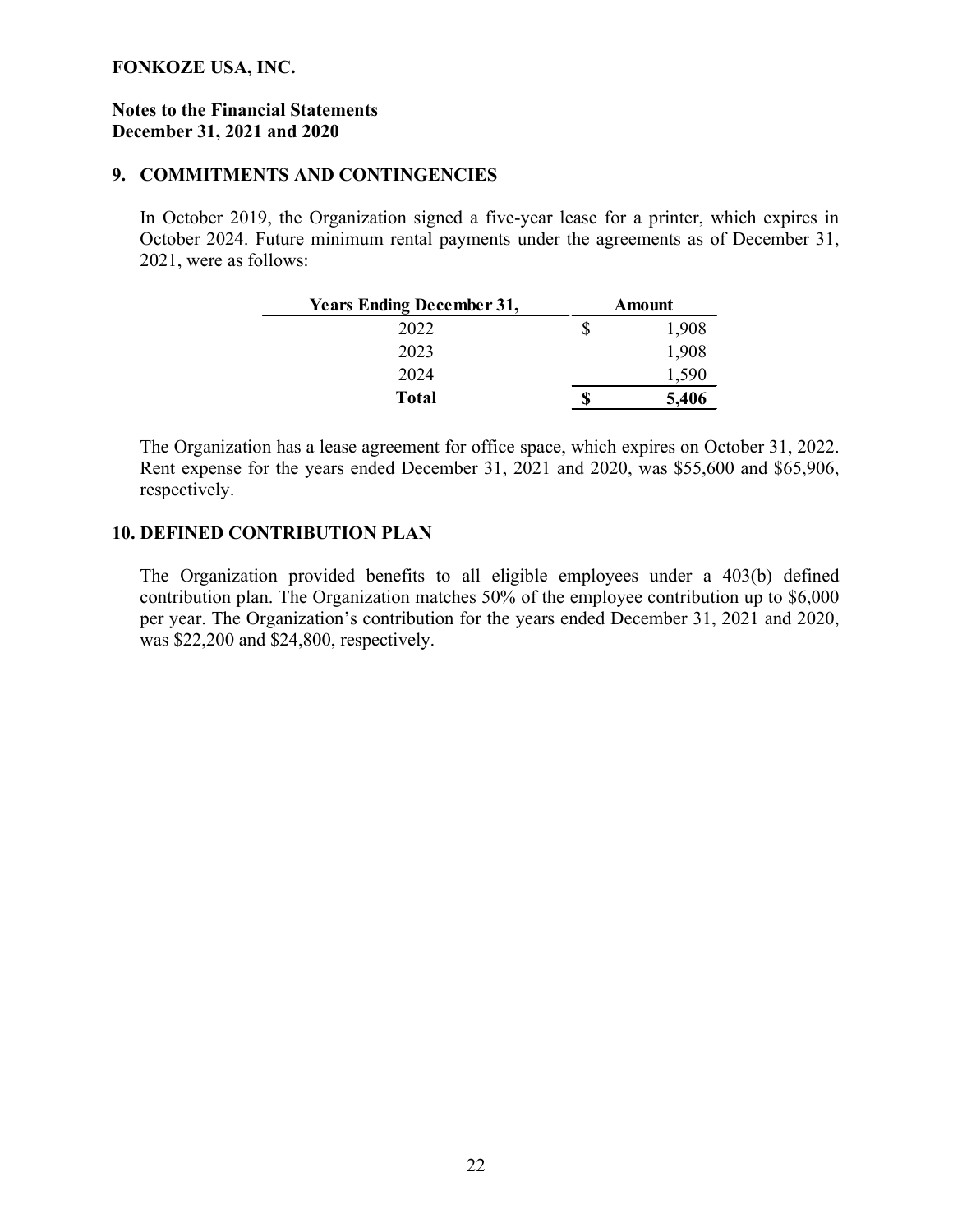**FONKOZE USA, INC.**

**Notes to the Financial Statements**
**December 31, 2021 and 2020**

## 9. COMMITMENTS AND CONTINGENCIES

In October 2019, the Organization signed a five-year lease for a printer, which expires in October 2024. Future minimum rental payments under the agreements as of December 31, 2021, were as follows:

| Years Ending December 31, | Amount |
|---|---|
| 2022 | $ 1,908 |
| 2023 | 1,908 |
| 2024 | 1,590 |
| **Total** | **$ 5,406** |

The Organization has a lease agreement for office space, which expires on October 31, 2022. Rent expense for the years ended December 31, 2021 and 2020, was $55,600 and $65,906, respectively.

## 10. DEFINED CONTRIBUTION PLAN

The Organization provided benefits to all eligible employees under a 403(b) defined contribution plan. The Organization matches 50% of the employee contribution up to $6,000 per year. The Organization's contribution for the years ended December 31, 2021 and 2020, was $22,200 and $24,800, respectively.